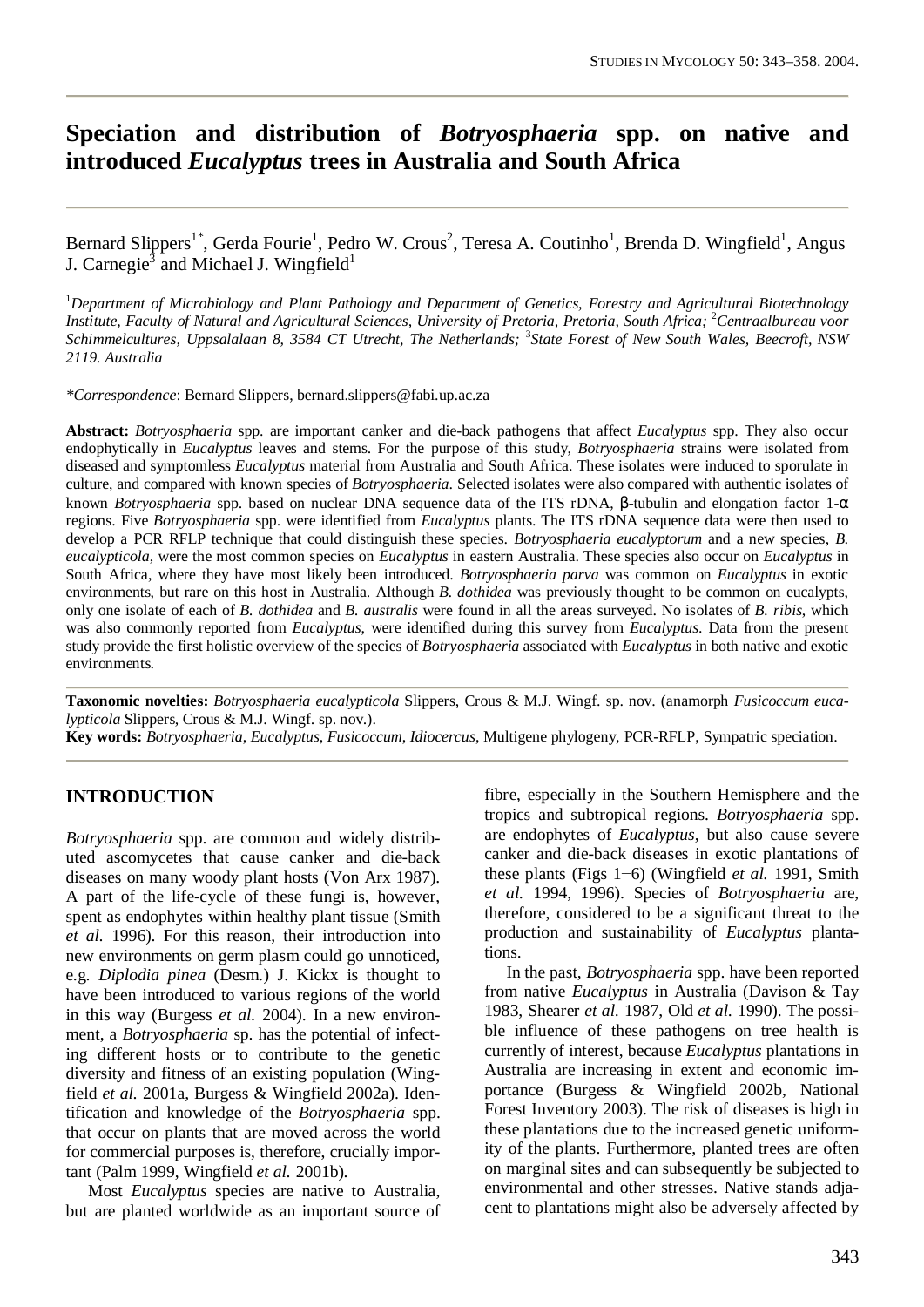# Speciation and distribution of *Botryosphaeria* spp. on native and introduced *Eucalyptus* trees in Australia and South Africa

Bernard Slippers[1*], Gerda Fourie[1], Pedro W. Crous[2], Teresa A. Coutinho[1], Brenda D. Wingfield[1], Angus J. Carnegie[3] and Michael J. Wingfield[1]

[1]*Department of Microbiology and Plant Pathology and Department of Genetics, Forestry and Agricultural Biotechnology Institute, Faculty of Natural and Agricultural Sciences, University of Pretoria, Pretoria, South Africa;* [2]*Centraalbureau voor Schimmelcultures, Uppsalalaan 8, 3584 CT Utrecht, The Netherlands;* [3]*State Forest of New South Wales, Beecroft, NSW 2119. Australia*

*\*Correspondence*: Bernard Slippers, bernard.slippers@fabi.up.ac.za

**Abstract:** *Botryosphaeria* spp. are important canker and die-back pathogens that affect *Eucalyptus* spp. They also occur endophytically in *Eucalyptus* leaves and stems. For the purpose of this study, *Botryosphaeria* strains were isolated from diseased and symptomless *Eucalyptus* material from Australia and South Africa. These isolates were induced to sporulate in culture, and compared with known species of *Botryosphaeria*. Selected isolates were also compared with authentic isolates of known *Botryosphaeria* spp. based on nuclear DNA sequence data of the ITS rDNA, β-tubulin and elongation factor 1-α regions. Five *Botryosphaeria* spp. were identified from *Eucalyptus* plants. The ITS rDNA sequence data were then used to develop a PCR RFLP technique that could distinguish these species. *Botryosphaeria eucalyptorum* and a new species, *B. eucalypticola*, were the most common species on *Eucalyptus* in eastern Australia. These species also occur on *Eucalyptus* in South Africa, where they have most likely been introduced. *Botryosphaeria parva* was common on *Eucalyptus* in exotic environments, but rare on this host in Australia. Although *B. dothidea* was previously thought to be common on eucalypts, only one isolate of each of *B. dothidea* and *B. australis* were found in all the areas surveyed. No isolates of *B. ribis*, which was also commonly reported from *Eucalyptus*, were identified during this survey from *Eucalyptus*. Data from the present study provide the first holistic overview of the species of *Botryosphaeria* associated with *Eucalyptus* in both native and exotic environments.

**Taxonomic novelties:** *Botryosphaeria eucalypticola* Slippers, Crous & M.J. Wingf. sp. nov. (anamorph *Fusicoccum eucalypticola* Slippers, Crous & M.J. Wingf. sp. nov.).
**Key words:** *Botryosphaeria*, *Eucalyptus*, *Fusicoccum*, *Idiocercus*, Multigene phylogeny, PCR-RFLP, Sympatric speciation.

## INTRODUCTION

*Botryosphaeria* spp. are common and widely distributed ascomycetes that cause canker and die-back diseases on many woody plant hosts (Von Arx 1987). A part of the life-cycle of these fungi is, however, spent as endophytes within healthy plant tissue (Smith *et al.* 1996). For this reason, their introduction into new environments on germ plasm could go unnoticed, e.g. *Diplodia pinea* (Desm.) J. Kickx is thought to have been introduced to various regions of the world in this way (Burgess *et al.* 2004). In a new environment, a *Botryosphaeria* sp. has the potential of infecting different hosts or to contribute to the genetic diversity and fitness of an existing population (Wingfield *et al.* 2001a, Burgess & Wingfield 2002a). Identification and knowledge of the *Botryosphaeria* spp. that occur on plants that are moved across the world for commercial purposes is, therefore, crucially important (Palm 1999, Wingfield *et al.* 2001b).

Most *Eucalyptus* species are native to Australia, but are planted worldwide as an important source of fibre, especially in the Southern Hemisphere and the tropics and subtropical regions. *Botryosphaeria* spp. are endophytes of *Eucalyptus*, but also cause severe canker and die-back diseases in exotic plantations of these plants (Figs 1−6) (Wingfield *et al.* 1991, Smith *et al.* 1994, 1996). Species of *Botryosphaeria* are, therefore, considered to be a significant threat to the production and sustainability of *Eucalyptus* plantations.

In the past, *Botryosphaeria* spp. have been reported from native *Eucalyptus* in Australia (Davison & Tay 1983, Shearer *et al.* 1987, Old *et al.* 1990). The possible influence of these pathogens on tree health is currently of interest, because *Eucalyptus* plantations in Australia are increasing in extent and economic importance (Burgess & Wingfield 2002b, National Forest Inventory 2003). The risk of diseases is high in these plantations due to the increased genetic uniformity of the plants. Furthermore, planted trees are often on marginal sites and can subsequently be subjected to environmental and other stresses. Native stands adjacent to plantations might also be adversely affected by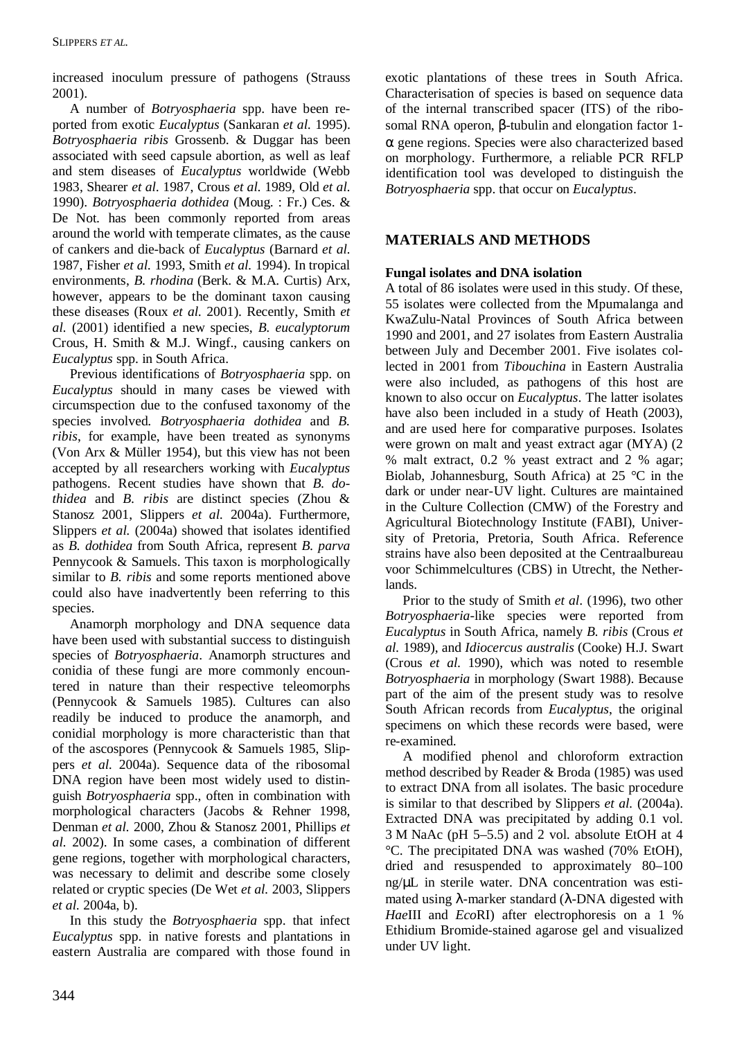increased inoculum pressure of pathogens (Strauss 2001).

A number of *Botryosphaeria* spp. have been reported from exotic *Eucalyptus* (Sankaran *et al.* 1995). *Botryosphaeria ribis* Grossenb. & Duggar has been associated with seed capsule abortion, as well as leaf and stem diseases of *Eucalyptus* worldwide (Webb 1983, Shearer *et al.* 1987, Crous *et al.* 1989, Old *et al.* 1990). *Botryosphaeria dothidea* (Moug. : Fr.) Ces. & De Not. has been commonly reported from areas around the world with temperate climates, as the cause of cankers and die-back of *Eucalyptus* (Barnard *et al.* 1987, Fisher *et al.* 1993, Smith *et al.* 1994). In tropical environments, *B. rhodina* (Berk. & M.A. Curtis) Arx, however, appears to be the dominant taxon causing these diseases (Roux *et al.* 2001). Recently, Smith *et al.* (2001) identified a new species, *B. eucalyptorum* Crous, H. Smith & M.J. Wingf., causing cankers on *Eucalyptus* spp. in South Africa.

Previous identifications of *Botryosphaeria* spp. on *Eucalyptus* should in many cases be viewed with circumspection due to the confused taxonomy of the species involved. *Botryosphaeria dothidea* and *B. ribis*, for example, have been treated as synonyms (Von Arx & Müller 1954), but this view has not been accepted by all researchers working with *Eucalyptus* pathogens. Recent studies have shown that *B. dothidea* and *B. ribis* are distinct species (Zhou & Stanosz 2001, Slippers *et al.* 2004a). Furthermore, Slippers *et al.* (2004a) showed that isolates identified as *B. dothidea* from South Africa, represent *B. parva* Pennycook & Samuels. This taxon is morphologically similar to *B. ribis* and some reports mentioned above could also have inadvertently been referring to this species.

Anamorph morphology and DNA sequence data have been used with substantial success to distinguish species of *Botryosphaeria*. Anamorph structures and conidia of these fungi are more commonly encountered in nature than their respective teleomorphs (Pennycook & Samuels 1985). Cultures can also readily be induced to produce the anamorph, and conidial morphology is more characteristic than that of the ascospores (Pennycook & Samuels 1985, Slippers *et al.* 2004a). Sequence data of the ribosomal DNA region have been most widely used to distinguish *Botryosphaeria* spp., often in combination with morphological characters (Jacobs & Rehner 1998, Denman *et al.* 2000, Zhou & Stanosz 2001, Phillips *et al.* 2002). In some cases, a combination of different gene regions, together with morphological characters, was necessary to delimit and describe some closely related or cryptic species (De Wet *et al.* 2003, Slippers *et al.* 2004a, b).

In this study the *Botryosphaeria* spp. that infect *Eucalyptus* spp. in native forests and plantations in eastern Australia are compared with those found in exotic plantations of these trees in South Africa. Characterisation of species is based on sequence data of the internal transcribed spacer (ITS) of the ribosomal RNA operon, β-tubulin and elongation factor 1-α gene regions. Species were also characterized based on morphology. Furthermore, a reliable PCR RFLP identification tool was developed to distinguish the *Botryosphaeria* spp. that occur on *Eucalyptus*.

## MATERIALS AND METHODS

### Fungal isolates and DNA isolation

A total of 86 isolates were used in this study. Of these, 55 isolates were collected from the Mpumalanga and KwaZulu-Natal Provinces of South Africa between 1990 and 2001, and 27 isolates from Eastern Australia between July and December 2001. Five isolates collected in 2001 from *Tibouchina* in Eastern Australia were also included, as pathogens of this host are known to also occur on *Eucalyptus*. The latter isolates have also been included in a study of Heath (2003), and are used here for comparative purposes. Isolates were grown on malt and yeast extract agar (MYA) (2 % malt extract, 0.2 % yeast extract and 2 % agar; Biolab, Johannesburg, South Africa) at 25 °C in the dark or under near-UV light. Cultures are maintained in the Culture Collection (CMW) of the Forestry and Agricultural Biotechnology Institute (FABI), University of Pretoria, Pretoria, South Africa. Reference strains have also been deposited at the Centraalbureau voor Schimmelcultures (CBS) in Utrecht, the Netherlands.

Prior to the study of Smith *et al.* (1996), two other *Botryosphaeria*-like species were reported from *Eucalyptus* in South Africa, namely *B. ribis* (Crous *et al.* 1989), and *Idiocercus australis* (Cooke) H.J. Swart (Crous *et al.* 1990), which was noted to resemble *Botryosphaeria* in morphology (Swart 1988). Because part of the aim of the present study was to resolve South African records from *Eucalyptus*, the original specimens on which these records were based, were re-examined.

A modified phenol and chloroform extraction method described by Reader & Broda (1985) was used to extract DNA from all isolates. The basic procedure is similar to that described by Slippers *et al.* (2004a). Extracted DNA was precipitated by adding 0.1 vol. 3 M NaAc (pH 5–5.5) and 2 vol. absolute EtOH at 4 °C. The precipitated DNA was washed (70% EtOH), dried and resuspended to approximately 80–100 ng/μL in sterile water. DNA concentration was estimated using λ-marker standard (λ-DNA digested with *Hae*III and *Eco*RI) after electrophoresis on a 1 % Ethidium Bromide-stained agarose gel and visualized under UV light.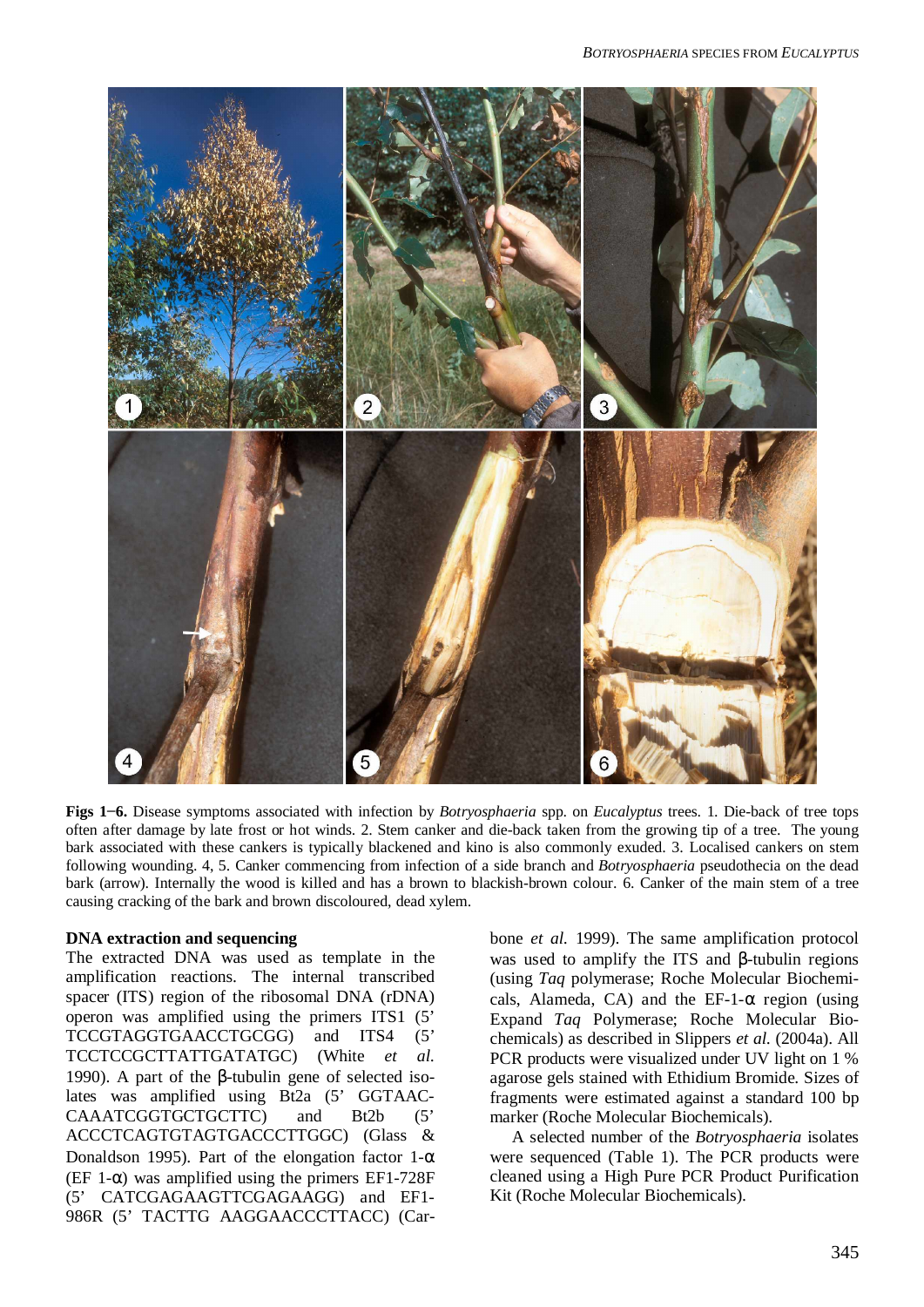**Figs 1−6.** Disease symptoms associated with infection by *Botryosphaeria* spp. on *Eucalyptus* trees. 1. Die-back of tree tops often after damage by late frost or hot winds. 2. Stem canker and die-back taken from the growing tip of a tree. The young bark associated with these cankers is typically blackened and kino is also commonly exuded. 3. Localised cankers on stem following wounding. 4, 5. Canker commencing from infection of a side branch and *Botryosphaeria* pseudothecia on the dead bark (arrow). Internally the wood is killed and has a brown to blackish-brown colour. 6. Canker of the main stem of a tree causing cracking of the bark and brown discoloured, dead xylem.

### DNA extraction and sequencing

The extracted DNA was used as template in the amplification reactions. The internal transcribed spacer (ITS) region of the ribosomal DNA (rDNA) operon was amplified using the primers ITS1 (5' TCCGTAGGTGAACCTGCGG) and ITS4 (5' TCCTCCGCTTATTGATATGC) (White *et al.* 1990). A part of the β-tubulin gene of selected isolates was amplified using Bt2a (5' GGTAACCAAATCGGTGCTGCTTC) and Bt2b (5' ACCCTCAGTGTAGTGACCCTTGGC) (Glass & Donaldson 1995). Part of the elongation factor 1-α (EF 1-α) was amplified using the primers EF1-728F (5' CATCGAGAAGTTCGAGAAGG) and EF1-986R (5' TACTTG AAGGAACCCTTACC) (Carbone *et al.* 1999). The same amplification protocol was used to amplify the ITS and β-tubulin regions (using *Taq* polymerase; Roche Molecular Biochemicals, Alameda, CA) and the EF-1-α region (using Expand *Taq* Polymerase; Roche Molecular Biochemicals) as described in Slippers *et al.* (2004a). All PCR products were visualized under UV light on 1 % agarose gels stained with Ethidium Bromide. Sizes of fragments were estimated against a standard 100 bp marker (Roche Molecular Biochemicals).

A selected number of the *Botryosphaeria* isolates were sequenced (Table 1). The PCR products were cleaned using a High Pure PCR Product Purification Kit (Roche Molecular Biochemicals).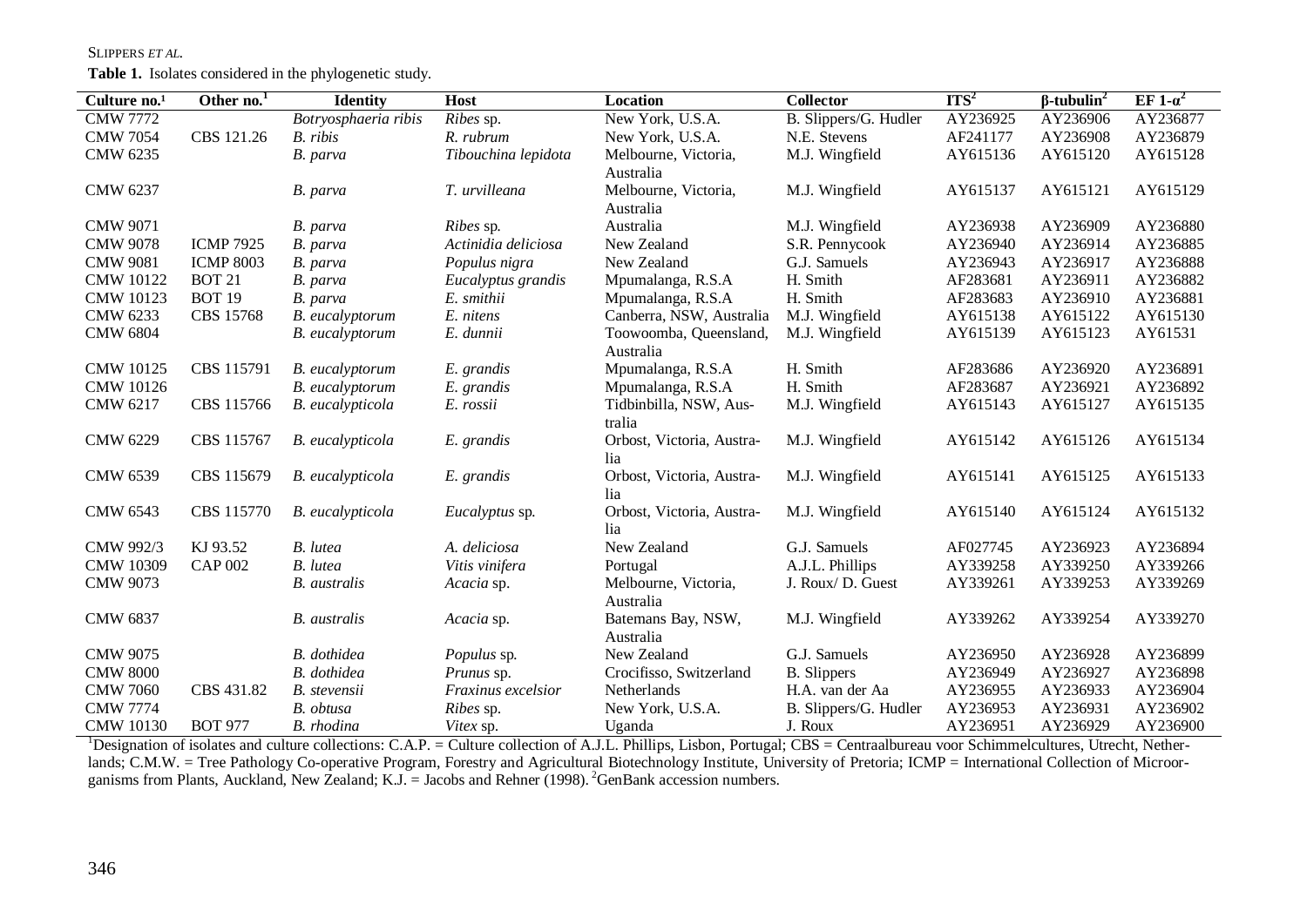**Table 1.** Isolates considered in the phylogenetic study.

| Culture no.[1] | Other no.[1] | Identity | Host | Location | Collector | ITS[2] | β-tubulin[2] | EF 1-α[2] |
|---|---|---|---|---|---|---|---|---|
| CMW 7772 | | *Botryosphaeria ribis* | *Ribes* sp. | New York, U.S.A. | B. Slippers/G. Hudler | AY236925 | AY236906 | AY236877 |
| CMW 7054 | CBS 121.26 | *B. ribis* | *R. rubrum* | New York, U.S.A. | N.E. Stevens | AF241177 | AY236908 | AY236879 |
| CMW 6235 | | *B. parva* | *Tibouchina lepidota* | Melbourne, Victoria, Australia | M.J. Wingfield | AY615136 | AY615120 | AY615128 |
| CMW 6237 | | *B. parva* | *T. urvilleana* | Melbourne, Victoria, Australia | M.J. Wingfield | AY615137 | AY615121 | AY615129 |
| CMW 9071 | | *B. parva* | *Ribes* sp. | Australia | M.J. Wingfield | AY236938 | AY236909 | AY236880 |
| CMW 9078 | ICMP 7925 | *B. parva* | *Actinidia deliciosa* | New Zealand | S.R. Pennycook | AY236940 | AY236914 | AY236885 |
| CMW 9081 | ICMP 8003 | *B. parva* | *Populus nigra* | New Zealand | G.J. Samuels | AY236943 | AY236917 | AY236888 |
| CMW 10122 | BOT 21 | *B. parva* | *Eucalyptus grandis* | Mpumalanga, R.S.A | H. Smith | AF283681 | AY236911 | AY236882 |
| CMW 10123 | BOT 19 | *B. parva* | *E. smithii* | Mpumalanga, R.S.A | H. Smith | AF283683 | AY236910 | AY236881 |
| CMW 6233 | CBS 15768 | *B. eucalyptorum* | *E. nitens* | Canberra, NSW, Australia | M.J. Wingfield | AY615138 | AY615122 | AY615130 |
| CMW 6804 | | *B. eucalyptorum* | *E. dunnii* | Toowoomba, Queensland, Australia | M.J. Wingfield | AY615139 | AY615123 | AY61531 |
| CMW 10125 | CBS 115791 | *B. eucalyptorum* | *E. grandis* | Mpumalanga, R.S.A | H. Smith | AF283686 | AY236920 | AY236891 |
| CMW 10126 | | *B. eucalyptorum* | *E. grandis* | Mpumalanga, R.S.A | H. Smith | AF283687 | AY236921 | AY236892 |
| CMW 6217 | CBS 115766 | *B. eucalypticola* | *E. rossii* | Tidbinbilla, NSW, Australia | M.J. Wingfield | AY615143 | AY615127 | AY615135 |
| CMW 6229 | CBS 115767 | *B. eucalypticola* | *E. grandis* | Orbost, Victoria, Australia | M.J. Wingfield | AY615142 | AY615126 | AY615134 |
| CMW 6539 | CBS 115679 | *B. eucalypticola* | *E. grandis* | Orbost, Victoria, Australia | M.J. Wingfield | AY615141 | AY615125 | AY615133 |
| CMW 6543 | CBS 115770 | *B. eucalypticola* | *Eucalyptus* sp. | Orbost, Victoria, Australia | M.J. Wingfield | AY615140 | AY615124 | AY615132 |
| CMW 992/3 | KJ 93.52 | *B. lutea* | *A. deliciosa* | New Zealand | G.J. Samuels | AF027745 | AY236923 | AY236894 |
| CMW 10309 | CAP 002 | *B. lutea* | *Vitis vinifera* | Portugal | A.J.L. Phillips | AY339258 | AY339250 | AY339266 |
| CMW 9073 | | *B. australis* | *Acacia* sp. | Melbourne, Victoria, Australia | J. Roux/ D. Guest | AY339261 | AY339253 | AY339269 |
| CMW 6837 | | *B. australis* | *Acacia* sp. | Batemans Bay, NSW, Australia | M.J. Wingfield | AY339262 | AY339254 | AY339270 |
| CMW 9075 | | *B. dothidea* | *Populus* sp. | New Zealand | G.J. Samuels | AY236950 | AY236928 | AY236899 |
| CMW 8000 | | *B. dothidea* | *Prunus* sp. | Crocifisso, Switzerland | B. Slippers | AY236949 | AY236927 | AY236898 |
| CMW 7060 | CBS 431.82 | *B. stevensii* | *Fraxinus excelsior* | Netherlands | H.A. van der Aa | AY236955 | AY236933 | AY236904 |
| CMW 7774 | | *B. obtusa* | *Ribes* sp. | New York, U.S.A. | B. Slippers/G. Hudler | AY236953 | AY236931 | AY236902 |
| CMW 10130 | BOT 977 | *B. rhodina* | *Vitex* sp. | Uganda | J. Roux | AY236951 | AY236929 | AY236900 |

[1]Designation of isolates and culture collections: C.A.P. = Culture collection of A.J.L. Phillips, Lisbon, Portugal; CBS = Centraalbureau voor Schimmelcultures, Utrecht, Netherlands; C.M.W. = Tree Pathology Co-operative Program, Forestry and Agricultural Biotechnology Institute, University of Pretoria; ICMP = International Collection of Microorganisms from Plants, Auckland, New Zealand; K.J. = Jacobs and Rehner (1998). [2]GenBank accession numbers.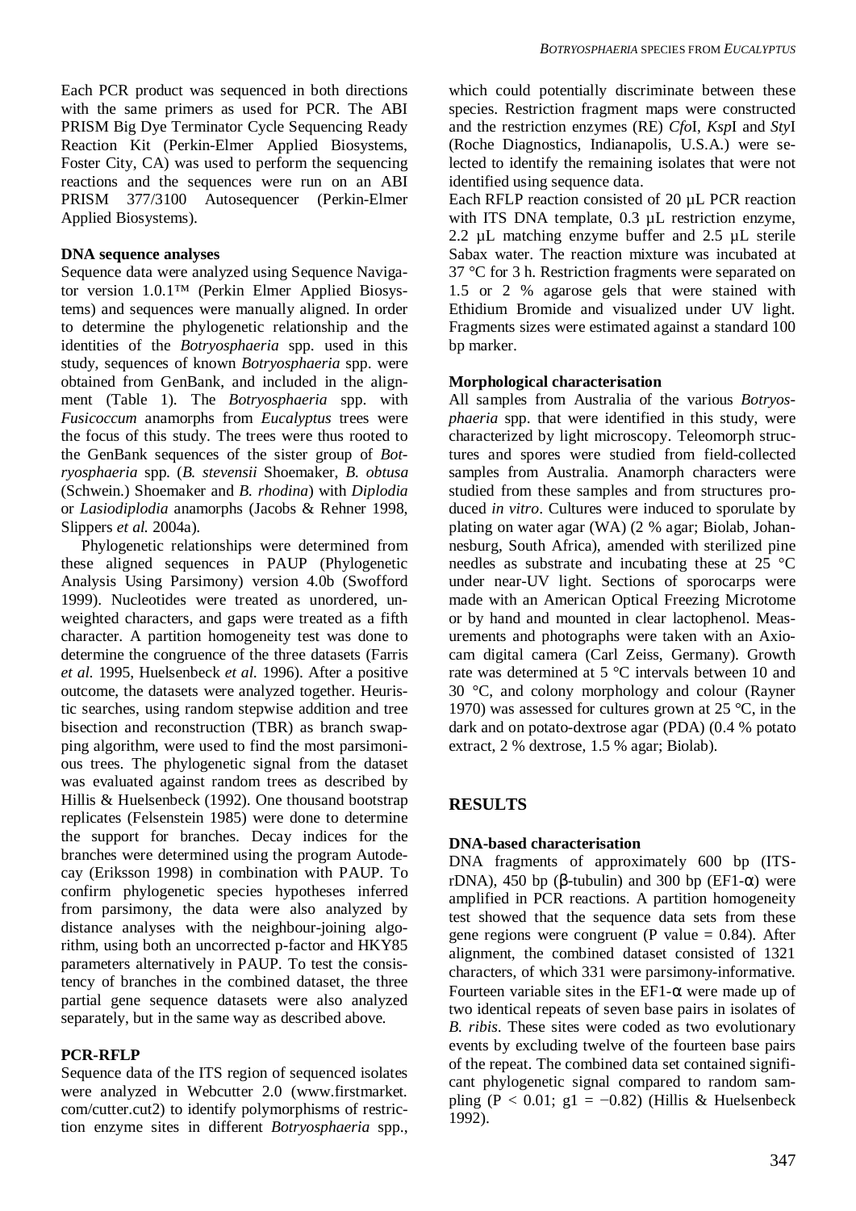Each PCR product was sequenced in both directions with the same primers as used for PCR. The ABI PRISM Big Dye Terminator Cycle Sequencing Ready Reaction Kit (Perkin-Elmer Applied Biosystems, Foster City, CA) was used to perform the sequencing reactions and the sequences were run on an ABI PRISM 377/3100 Autosequencer (Perkin-Elmer Applied Biosystems).

**DNA sequence analyses**

Sequence data were analyzed using Sequence Navigator version 1.0.1™ (Perkin Elmer Applied Biosystems) and sequences were manually aligned. In order to determine the phylogenetic relationship and the identities of the *Botryosphaeria* spp. used in this study, sequences of known *Botryosphaeria* spp. were obtained from GenBank, and included in the alignment (Table 1). The *Botryosphaeria* spp. with *Fusicoccum* anamorphs from *Eucalyptus* trees were the focus of this study. The trees were thus rooted to the GenBank sequences of the sister group of *Botryosphaeria* spp. (*B. stevensii* Shoemaker, *B. obtusa* (Schwein.) Shoemaker and *B. rhodina*) with *Diplodia* or *Lasiodiplodia* anamorphs (Jacobs & Rehner 1998, Slippers *et al.* 2004a).

Phylogenetic relationships were determined from these aligned sequences in PAUP (Phylogenetic Analysis Using Parsimony) version 4.0b (Swofford 1999). Nucleotides were treated as unordered, unweighted characters, and gaps were treated as a fifth character. A partition homogeneity test was done to determine the congruence of the three datasets (Farris *et al.* 1995, Huelsenbeck *et al.* 1996). After a positive outcome, the datasets were analyzed together. Heuristic searches, using random stepwise addition and tree bisection and reconstruction (TBR) as branch swapping algorithm, were used to find the most parsimonious trees. The phylogenetic signal from the dataset was evaluated against random trees as described by Hillis & Huelsenbeck (1992). One thousand bootstrap replicates (Felsenstein 1985) were done to determine the support for branches. Decay indices for the branches were determined using the program Autodecay (Eriksson 1998) in combination with PAUP. To confirm phylogenetic species hypotheses inferred from parsimony, the data were also analyzed by distance analyses with the neighbour-joining algorithm, using both an uncorrected p-factor and HKY85 parameters alternatively in PAUP. To test the consistency of branches in the combined dataset, the three partial gene sequence datasets were also analyzed separately, but in the same way as described above.

**PCR-RFLP**

Sequence data of the ITS region of sequenced isolates were analyzed in Webcutter 2.0 (www.firstmarket.com/cutter.cut2) to identify polymorphisms of restriction enzyme sites in different *Botryosphaeria* spp., which could potentially discriminate between these species. Restriction fragment maps were constructed and the restriction enzymes (RE) *Cfo*I, *Ksp*I and *Sty*I (Roche Diagnostics, Indianapolis, U.S.A.) were selected to identify the remaining isolates that were not identified using sequence data.

Each RFLP reaction consisted of 20 µL PCR reaction with ITS DNA template, 0.3 µL restriction enzyme, 2.2 µL matching enzyme buffer and 2.5 µL sterile Sabax water. The reaction mixture was incubated at 37 °C for 3 h. Restriction fragments were separated on 1.5 or 2 % agarose gels that were stained with Ethidium Bromide and visualized under UV light. Fragments sizes were estimated against a standard 100 bp marker.

**Morphological characterisation**

All samples from Australia of the various *Botryosphaeria* spp. that were identified in this study, were characterized by light microscopy. Teleomorph structures and spores were studied from field-collected samples from Australia. Anamorph characters were studied from these samples and from structures produced *in vitro*. Cultures were induced to sporulate by plating on water agar (WA) (2 % agar; Biolab, Johannesburg, South Africa), amended with sterilized pine needles as substrate and incubating these at 25 °C under near-UV light. Sections of sporocarps were made with an American Optical Freezing Microtome or by hand and mounted in clear lactophenol. Measurements and photographs were taken with an Axiocam digital camera (Carl Zeiss, Germany). Growth rate was determined at 5 °C intervals between 10 and 30 °C, and colony morphology and colour (Rayner 1970) was assessed for cultures grown at 25 °C, in the dark and on potato-dextrose agar (PDA) (0.4 % potato extract, 2 % dextrose, 1.5 % agar; Biolab).

## RESULTS

**DNA-based characterisation**

DNA fragments of approximately 600 bp (ITS-rDNA), 450 bp (β-tubulin) and 300 bp (EF1-α) were amplified in PCR reactions. A partition homogeneity test showed that the sequence data sets from these gene regions were congruent (P value = 0.84). After alignment, the combined dataset consisted of 1321 characters, of which 331 were parsimony-informative. Fourteen variable sites in the EF1-α were made up of two identical repeats of seven base pairs in isolates of *B. ribis*. These sites were coded as two evolutionary events by excluding twelve of the fourteen base pairs of the repeat. The combined data set contained significant phylogenetic signal compared to random sampling ($P < 0.01$; $g1 = -0.82$) (Hillis & Huelsenbeck 1992).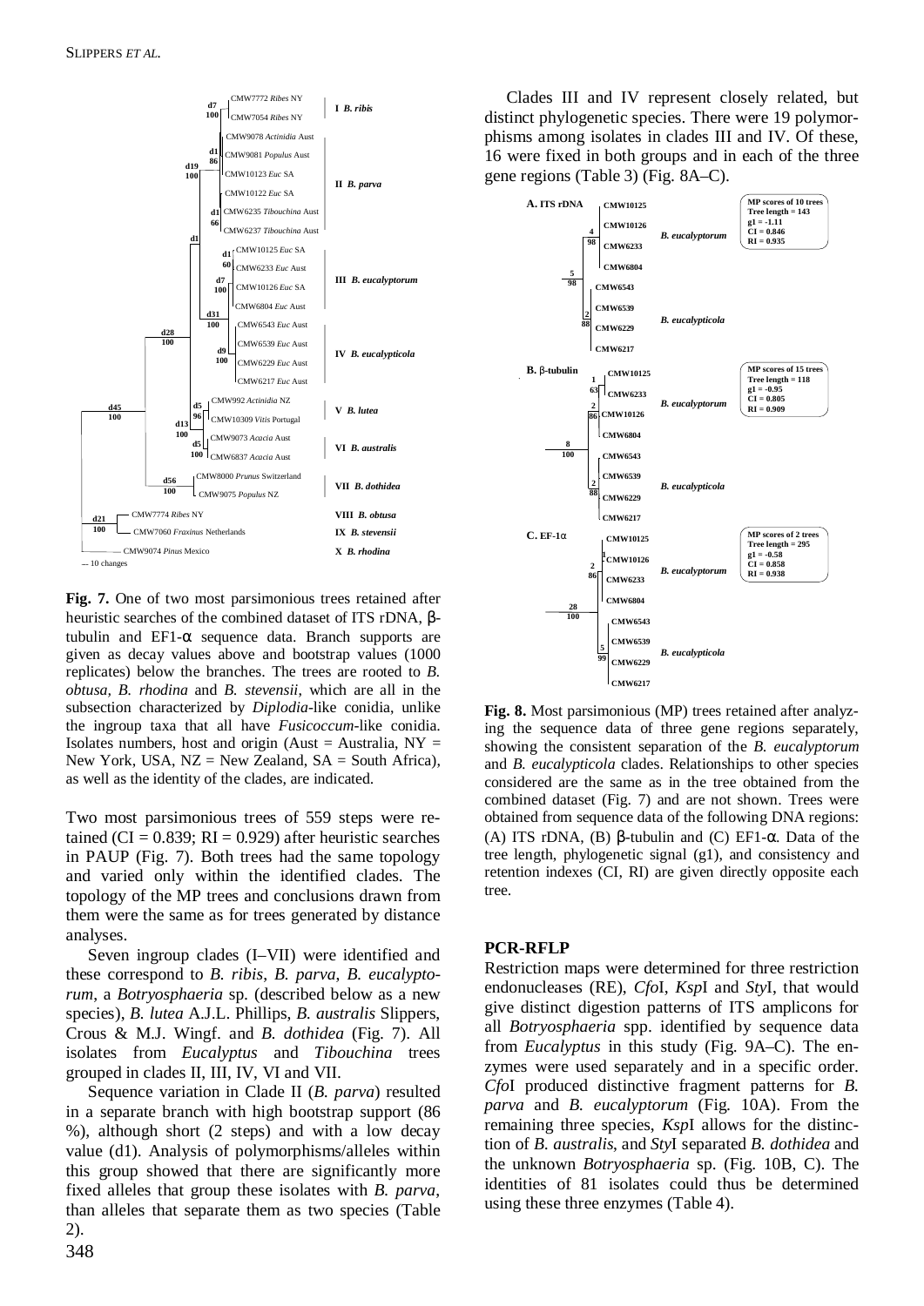**Fig. 7.** One of two most parsimonious trees retained after heuristic searches of the combined dataset of ITS rDNA, β-tubulin and EF1-α sequence data. Branch supports are given as decay values above and bootstrap values (1000 replicates) below the branches. The trees are rooted to *B. obtusa*, *B. rhodina* and *B. stevensii*, which are all in the subsection characterized by *Diplodia*-like conidia, unlike the ingroup taxa that all have *Fusicoccum*-like conidia. Isolates numbers, host and origin (Aust = Australia, NY = New York, USA, NZ = New Zealand, SA = South Africa), as well as the identity of the clades, are indicated.

Two most parsimonious trees of 559 steps were retained (CI = 0.839; RI = 0.929) after heuristic searches in PAUP (Fig. 7). Both trees had the same topology and varied only within the identified clades. The topology of the MP trees and conclusions drawn from them were the same as for trees generated by distance analyses.

Seven ingroup clades (I–VII) were identified and these correspond to *B. ribis*, *B. parva*, *B. eucalyptorum*, a *Botryosphaeria* sp. (described below as a new species), *B. lutea* A.J.L. Phillips, *B. australis* Slippers, Crous & M.J. Wingf. and *B. dothidea* (Fig. 7). All isolates from *Eucalyptus* and *Tibouchina* trees grouped in clades II, III, IV, VI and VII.

Sequence variation in Clade II (*B. parva*) resulted in a separate branch with high bootstrap support (86 %), although short (2 steps) and with a low decay value (d1). Analysis of polymorphisms/alleles within this group showed that there are significantly more fixed alleles that group these isolates with *B. parva*, than alleles that separate them as two species (Table 2).

Clades III and IV represent closely related, but distinct phylogenetic species. There were 19 polymorphisms among isolates in clades III and IV. Of these, 16 were fixed in both groups and in each of the three gene regions (Table 3) (Fig. 8A–C).

**Fig. 8.** Most parsimonious (MP) trees retained after analyzing the sequence data of three gene regions separately, showing the consistent separation of the *B. eucalyptorum* and *B. eucalypticola* clades. Relationships to other species considered are the same as in the tree obtained from the combined dataset (Fig. 7) and are not shown. Trees were obtained from sequence data of the following DNA regions: (A) ITS rDNA, (B) β-tubulin and (C) EF1-α. Data of the tree length, phylogenetic signal (g1), and consistency and retention indexes (CI, RI) are given directly opposite each tree.

## PCR-RFLP

Restriction maps were determined for three restriction endonucleases (RE), *Cfo*I, *Ksp*I and *Sty*I, that would give distinct digestion patterns of ITS amplicons for all *Botryosphaeria* spp. identified by sequence data from *Eucalyptus* in this study (Fig. 9A–C). The enzymes were used separately and in a specific order. *Cfo*I produced distinctive fragment patterns for *B. parva* and *B. eucalyptorum* (Fig. 10A). From the remaining three species, *Ksp*I allows for the distinction of *B. australis*, and *Sty*I separated *B. dothidea* and the unknown *Botryosphaeria* sp. (Fig. 10B, C). The identities of 81 isolates could thus be determined using these three enzymes (Table 4).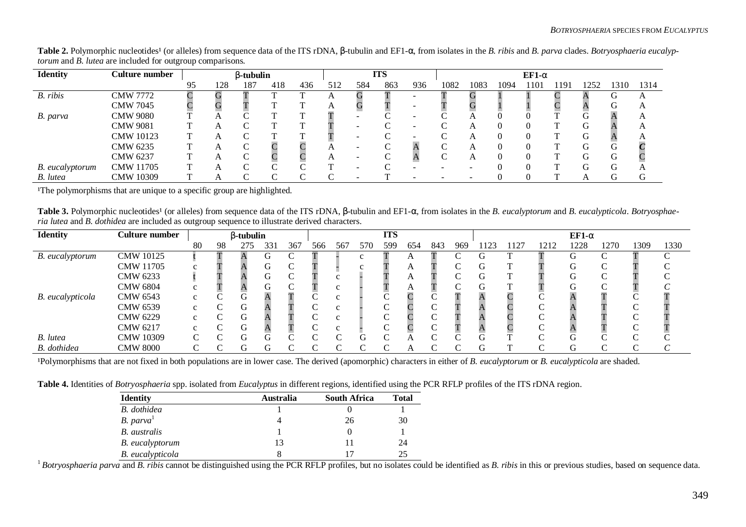**Table 2.** Polymorphic nucleotides¹ (or alleles) from sequence data of the ITS rDNA, β-tubulin and EF1-α, from isolates in the *B. ribis* and *B. parva* clades. *Botryosphaeria eucalyptorum* and *B. lutea* are included for outgroup comparisons.

| Identity | Culture number | β-tubulin | | | | | ITS | | | | EF1-α | | | | | | | |
|---|---|---|---|---|---|---|---|---|---|---|---|---|---|---|---|---|---|---|
| | | 95 | 128 | 187 | 418 | 436 | 512 | 584 | 863 | 936 | 1082 | 1083 | 1094 | 1101 | 1191 | 1252 | 1310 | 1314 |
| *B. ribis* | CMW 7772 | C | G | T | T | T | A | G | T | - | T | G | 1 | 1 | C | A | G | A |
| | CMW 7045 | C | G | T | T | T | A | G | T | - | T | G | 1 | 1 | C | A | G | A |
| *B. parva* | CMW 9080 | T | A | C | T | T | T | - | C | - | C | A | 0 | 0 | T | G | A | A |
| | CMW 9081 | T | A | C | T | T | T | - | C | - | C | A | 0 | 0 | T | G | A | A |
| | CMW 10123 | T | A | C | T | T | T | - | C | - | C | A | 0 | 0 | T | G | A | A |
| | CMW 6235 | T | A | C | C | C | A | - | C | A | C | A | 0 | 0 | T | G | G | C |
| | CMW 6237 | T | A | C | C | C | A | - | C | A | C | A | 0 | 0 | T | G | G | C |
| *B. eucalyptorum* | CMW 11705 | T | A | C | C | C | T | - | C | - | - | - | 0 | 0 | T | G | G | A |
| *B. lutea* | CMW 10309 | T | A | C | C | C | C | - | T | - | - | - | 0 | 0 | T | A | G | G |

¹The polymorphisms that are unique to a specific group are highlighted.

**Table 3.** Polymorphic nucleotides¹ (or alleles) from sequence data of the ITS rDNA, β-tubulin and EF1-α, from isolates in the *B. eucalyptorum* and *B. eucalypticola*. *Botryosphaeria lutea* and *B. dothidea* are included as outgroup sequence to illustrate derived characters.

| Identity | Culture number | β-tubulin | | | | | ITS | | | | | | | EF1-α | | | | | | |
|---|---|---|---|---|---|---|---|---|---|---|---|---|---|---|---|---|---|---|---|---|
| | | 80 | 98 | 275 | 331 | 367 | 566 | 567 | 570 | 599 | 654 | 843 | 969 | 1123 | 1127 | 1212 | 1228 | 1270 | 1309 | 1330 |
| *B. eucalyptorum* | CMW 10125 | t | T | A | G | C | T | - | c | T | A | T | C | G | T | T | G | C | T | C |
| | CMW 11705 | c | T | A | G | C | T | - | c | T | A | T | C | G | T | T | G | C | T | C |
| | CMW 6233 | t | T | A | G | C | T | c | - | T | A | T | C | G | T | T | G | C | T | C |
| | CMW 6804 | c | T | A | G | C | T | c | - | T | A | T | C | G | T | T | G | C | T | C |
| *B. eucalypticola* | CMW 6543 | c | C | G | A | T | C | c | - | C | C | C | T | A | C | C | A | T | C | T |
| | CMW 6539 | c | C | G | A | T | C | c | - | C | C | C | T | A | C | C | A | T | C | T |
| | CMW 6229 | c | C | G | A | T | C | c | - | C | C | C | T | A | C | C | A | T | C | T |
| | CMW 6217 | c | C | G | A | T | C | c | - | C | C | C | T | A | C | C | A | T | C | T |
| *B. lutea* | CMW 10309 | C | C | G | G | C | C | C | G | C | A | C | C | G | T | C | G | C | C | C |
| *B. dothidea* | CMW 8000 | C | C | G | G | C | C | C | C | C | A | C | C | G | T | C | G | C | C | C |

¹Polymorphisms that are not fixed in both populations are in lower case. The derived (apomorphic) characters in either of *B. eucalyptorum* or *B. eucalypticola* are shaded.

**Table 4.** Identities of *Botryosphaeria* spp. isolated from *Eucalyptus* in different regions, identified using the PCR RFLP profiles of the ITS rDNA region.

| Identity | Australia | South Africa | Total |
|---|---|---|---|
| *B. dothidea* | 1 | 0 | 1 |
| *B. parva*[1] | 4 | 26 | 30 |
| *B. australis* | 1 | 0 | 1 |
| *B. eucalyptorum* | 13 | 11 | 24 |
| *B. eucalypticola* | 8 | 17 | 25 |

[1] *Botryosphaeria parva* and *B. ribis* cannot be distinguished using the PCR RFLP profiles, but no isolates could be identified as *B. ribis* in this or previous studies, based on sequence data.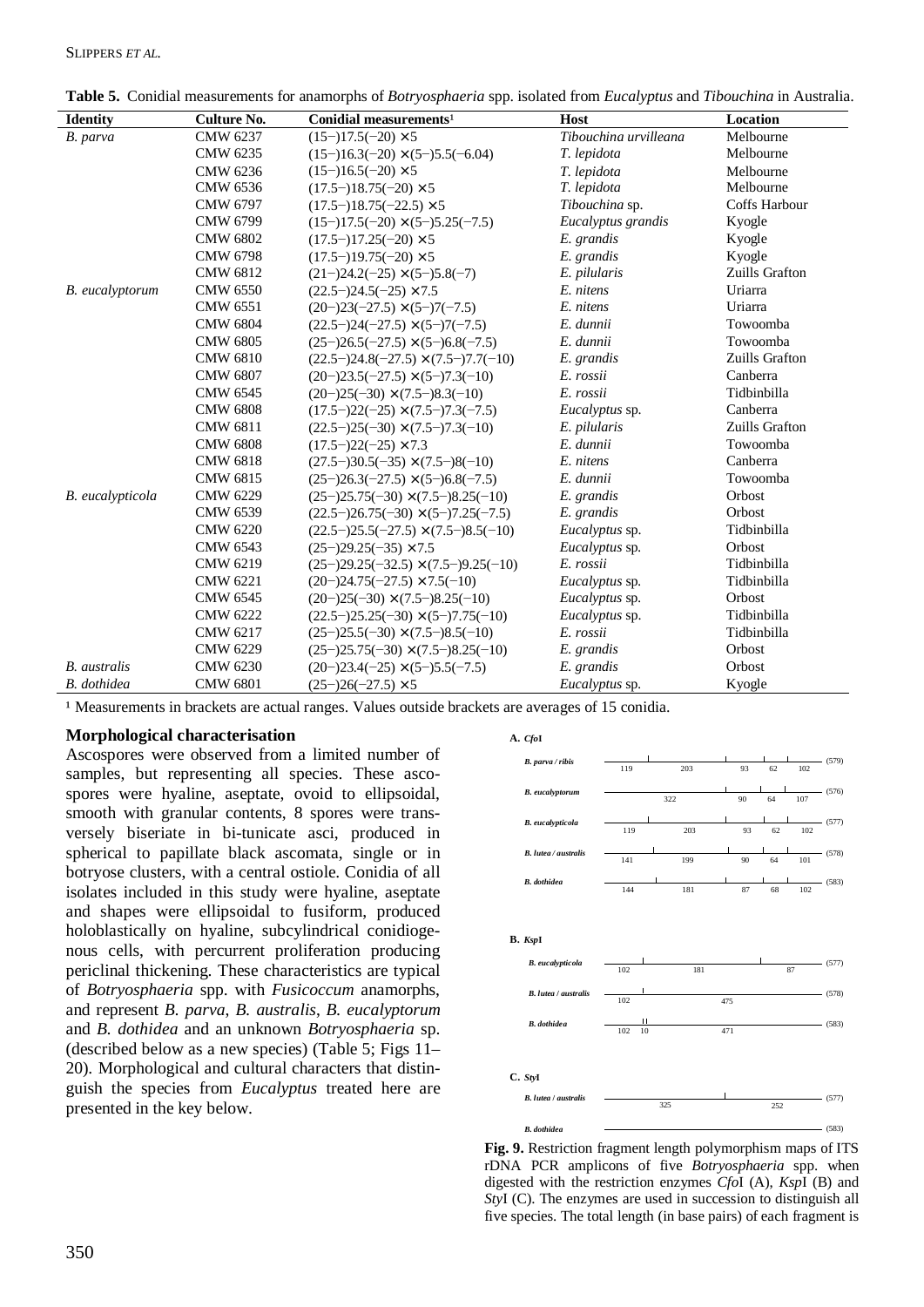**Table 5.** Conidial measurements for anamorphs of *Botryosphaeria* spp. isolated from *Eucalyptus* and *Tibouchina* in Australia.

| Identity | Culture No. | Conidial measurements[1] | Host | Location |
|---|---|---|---|---|
| *B. parva* | CMW 6237 | (15−)17.5(−20) × 5 | *Tibouchina urvilleana* | Melbourne |
| | CMW 6235 | (15−)16.3(−20) × (5−)5.5(−6.04) | *T. lepidota* | Melbourne |
| | CMW 6236 | (15−)16.5(−20) × 5 | *T. lepidota* | Melbourne |
| | CMW 6536 | (17.5−)18.75(−20) × 5 | *T. lepidota* | Melbourne |
| | CMW 6797 | (17.5−)18.75(−22.5) × 5 | *Tibouchina* sp. | Coffs Harbour |
| | CMW 6799 | (15−)17.5(−20) × (5−)5.25(−7.5) | *Eucalyptus grandis* | Kyogle |
| | CMW 6802 | (17.5−)17.25(−20) × 5 | *E. grandis* | Kyogle |
| | CMW 6798 | (17.5−)19.75(−20) × 5 | *E. grandis* | Kyogle |
| | CMW 6812 | (21−)24.2(−25) × (5−)5.8(−7) | *E. pilularis* | Zuills Grafton |
| *B. eucalyptorum* | CMW 6550 | (22.5−)24.5(−25) × 7.5 | *E. nitens* | Uriarra |
| | CMW 6551 | (20−)23(−27.5) × (5−)7(−7.5) | *E. nitens* | Uriarra |
| | CMW 6804 | (22.5−)24(−27.5) × (5−)7(−7.5) | *E. dunnii* | Towoomba |
| | CMW 6805 | (25−)26.5(−27.5) × (5−)6.8(−7.5) | *E. dunnii* | Towoomba |
| | CMW 6810 | (22.5−)24.8(−27.5) × (7.5−)7.7(−10) | *E. grandis* | Zuills Grafton |
| | CMW 6807 | (20−)23.5(−27.5) × (5−)7.3(−10) | *E. rossii* | Canberra |
| | CMW 6545 | (20−)25(−30) × (7.5−)8.3(−10) | *E. rossii* | Tidbinbilla |
| | CMW 6808 | (17.5−)22(−25) × (7.5−)7.3(−7.5) | *Eucalyptus* sp. | Canberra |
| | CMW 6811 | (22.5−)25(−30) × (7.5−)7.3(−10) | *E. pilularis* | Zuills Grafton |
| | CMW 6808 | (17.5−)22(−25) × 7.3 | *E. dunnii* | Towoomba |
| | CMW 6818 | (27.5−)30.5(−35) × (7.5−)8(−10) | *E. nitens* | Canberra |
| | CMW 6815 | (25−)26.3(−27.5) × (5−)6.8(−7.5) | *E. dunnii* | Towoomba |
| *B. eucalypticola* | CMW 6229 | (25−)25.75(−30) × (7.5−)8.25(−10) | *E. grandis* | Orbost |
| | CMW 6539 | (22.5−)26.75(−30) × (5−)7.25(−7.5) | *E. grandis* | Orbost |
| | CMW 6220 | (22.5−)25.5(−27.5) × (7.5−)8.5(−10) | *Eucalyptus* sp. | Tidbinbilla |
| | CMW 6543 | (25−)29.25(−35) × 7.5 | *Eucalyptus* sp. | Orbost |
| | CMW 6219 | (25−)29.25(−32.5) × (7.5−)9.25(−10) | *E. rossii* | Tidbinbilla |
| | CMW 6221 | (20−)24.75(−27.5) × 7.5(−10) | *Eucalyptus* sp. | Tidbinbilla |
| | CMW 6545 | (20−)25(−30) × (7.5−)8.25(−10) | *Eucalyptus* sp. | Orbost |
| | CMW 6222 | (22.5−)25.25(−30) × (5−)7.75(−10) | *Eucalyptus* sp. | Tidbinbilla |
| | CMW 6217 | (25−)25.5(−30) × (7.5−)8.5(−10) | *E. rossii* | Tidbinbilla |
| | CMW 6229 | (25−)25.75(−30) × (7.5−)8.25(−10) | *E. grandis* | Orbost |
| *B. australis* | CMW 6230 | (20−)23.4(−25) × (5−)5.5(−7.5) | *E. grandis* | Orbost |
| *B. dothidea* | CMW 6801 | (25−)26(−27.5) × 5 | *Eucalyptus* sp. | Kyogle |

[1] Measurements in brackets are actual ranges. Values outside brackets are averages of 15 conidia.

### Morphological characterisation

Ascospores were observed from a limited number of samples, but representing all species. These ascospores were hyaline, aseptate, ovoid to ellipsoidal, smooth with granular contents, 8 spores were transversely biseriate in bi-tunicate asci, produced in spherical to papillate black ascomata, single or in botryose clusters, with a central ostiole. Conidia of all isolates included in this study were hyaline, aseptate and shapes were ellipsoidal to fusiform, produced holoblastically on hyaline, subcylindrical conidiogenous cells, with percurrent proliferation producing periclinal thickening. These characteristics are typical of *Botryosphaeria* spp. with *Fusicoccum* anamorphs, and represent *B. parva*, *B. australis*, *B. eucalyptorum* and *B. dothidea* and an unknown *Botryosphaeria* sp. (described below as a new species) (Table 5; Figs 11–20). Morphological and cultural characters that distinguish the species from *Eucalyptus* treated here are presented in the key below.

**A.** *Cfo*I

*B. parva / ribis*: 119, 203, 93, 62, 102 (579)

*B. eucalyptorum*: 322, 90, 64, 107 (576)

*B. eucalypticola*: 119, 203, 93, 62, 102 (577)

*B. lutea / australis*: 141, 199, 90, 64, 101 (578)

*B. dothidea*: 144, 181, 87, 68, 102 (583)

**B.** *Ksp*I

*B. eucalypticola*: 102, 181, 87 (577)

*B. lutea / australis*: 102, 475 (578)

*B. dothidea*: 102, 10, 471 (583)

**C.** *Sty*I

*B. lutea / australis*: 325, 252 (577)

*B. dothidea*: (583)

**Fig. 9.** Restriction fragment length polymorphism maps of ITS rDNA PCR amplicons of five *Botryosphaeria* spp. when digested with the restriction enzymes *Cfo*I (A), *Ksp*I (B) and *Sty*I (C). The enzymes are used in succession to distinguish all five species. The total length (in base pairs) of each fragment is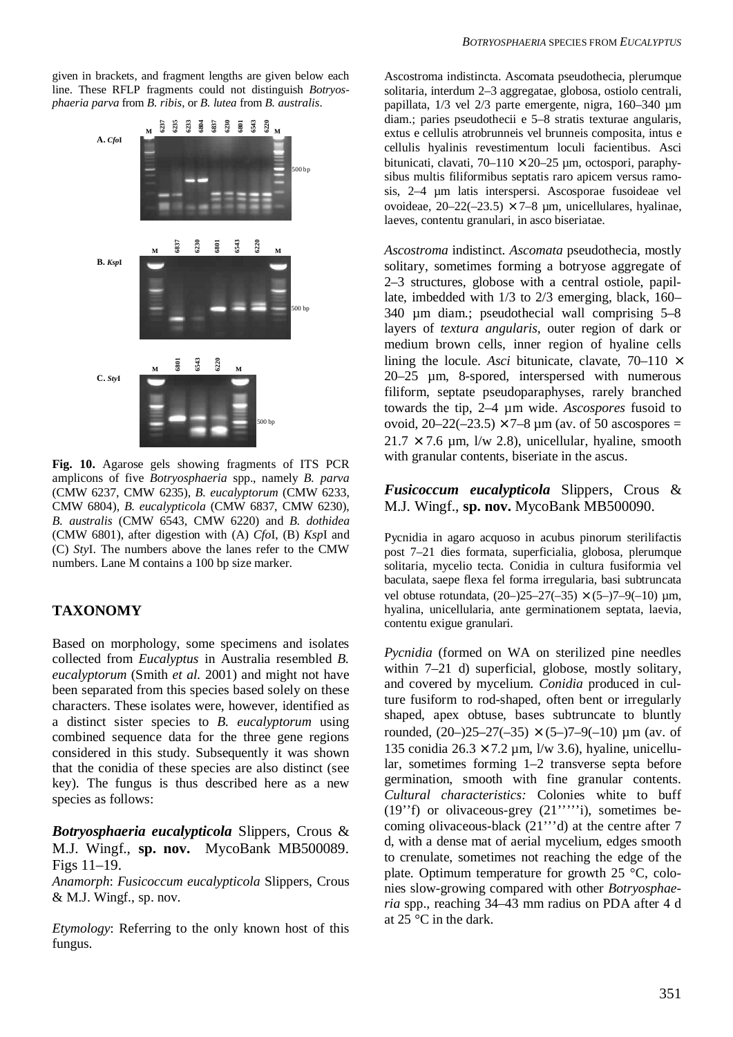given in brackets, and fragment lengths are given below each line. These RFLP fragments could not distinguish *Botryosphaeria parva* from *B. ribis*, or *B. lutea* from *B. australis*.

**Fig. 10.** Agarose gels showing fragments of ITS PCR amplicons of five *Botryosphaeria* spp., namely *B. parva* (CMW 6237, CMW 6235), *B. eucalyptorum* (CMW 6233, CMW 6804), *B. eucalypticola* (CMW 6837, CMW 6230), *B. australis* (CMW 6543, CMW 6220) and *B. dothidea* (CMW 6801), after digestion with (A) *Cfo*I, (B) *Ksp*I and (C) *Sty*I. The numbers above the lanes refer to the CMW numbers. Lane M contains a 100 bp size marker.

## TAXONOMY

Based on morphology, some specimens and isolates collected from *Eucalyptus* in Australia resembled *B. eucalyptorum* (Smith *et al.* 2001) and might not have been separated from this species based solely on these characters. These isolates were, however, identified as a distinct sister species to *B. eucalyptorum* using combined sequence data for the three gene regions considered in this study. Subsequently it was shown that the conidia of these species are also distinct (see key). The fungus is thus described here as a new species as follows:

***Botryosphaeria eucalypticola*** Slippers, Crous & M.J. Wingf., **sp. nov.** MycoBank MB500089. Figs 11–19.

*Anamorph*: *Fusicoccum eucalypticola* Slippers, Crous & M.J. Wingf., sp. nov.

*Etymology*: Referring to the only known host of this fungus.

Ascostroma indistincta. Ascomata pseudothecia, plerumque solitaria, interdum 2–3 aggregatae, globosa, ostiolo centrali, papillata, 1/3 vel 2/3 parte emergente, nigra, 160–340 µm diam.; paries pseudothecii e 5–8 stratis texturae angularis, extus e cellulis atrobrunneis vel brunneis composita, intus e cellulis hyalinis revestimentum loculi facientibus. Asci bitunicati, clavati, 70–110 × 20–25 µm, octospori, paraphysibus multis filiformibus septatis raro apicem versus ramosis, 2–4 µm latis interspersi. Ascosporae fusoideae vel ovoideae, 20–22(–23.5) × 7–8 µm, unicellulares, hyalinae, laeves, contentu granulari, in asco biseriatae.

*Ascostroma* indistinct. *Ascomata* pseudothecia, mostly solitary, sometimes forming a botryose aggregate of 2–3 structures, globose with a central ostiole, papillate, imbedded with 1/3 to 2/3 emerging, black, 160–340 µm diam.; pseudothecial wall comprising 5–8 layers of *textura angularis*, outer region of dark or medium brown cells, inner region of hyaline cells lining the locule. *Asci* bitunicate, clavate, 70–110 × 20–25 µm, 8-spored, interspersed with numerous filiform, septate pseudoparaphyses, rarely branched towards the tip, 2–4 µm wide. *Ascospores* fusoid to ovoid, 20–22(–23.5) × 7–8 µm (av. of 50 ascospores = 21.7 × 7.6 µm, l/w 2.8), unicellular, hyaline, smooth with granular contents, biseriate in the ascus.

***Fusicoccum eucalypticola*** Slippers, Crous & M.J. Wingf., **sp. nov.** MycoBank MB500090.

Pycnidia in agaro acquoso in acubus pinorum sterilifactis post 7–21 dies formata, superficialia, globosa, plerumque solitaria, mycelio tecta. Conidia in cultura fusiformia vel baculata, saepe flexa fel forma irregularia, basi subtruncata vel obtuse rotundata, (20–)25–27(–35) × (5–)7–9(–10) µm, hyalina, unicellularia, ante germinationem septata, laevia, contentu exigue granulari.

*Pycnidia* (formed on WA on sterilized pine needles within 7–21 d) superficial, globose, mostly solitary, and covered by mycelium. *Conidia* produced in culture fusiform to rod-shaped, often bent or irregularly shaped, apex obtuse, bases subtruncate to bluntly rounded, (20–)25–27(–35) × (5–)7–9(–10) µm (av. of 135 conidia 26.3 × 7.2 µm, l/w 3.6), hyaline, unicellular, sometimes forming 1–2 transverse septa before germination, smooth with fine granular contents. *Cultural characteristics:* Colonies white to buff (19''f) or olivaceous-grey (21'''''i), sometimes becoming olivaceous-black (21'''d) at the centre after 7 d, with a dense mat of aerial mycelium, edges smooth to crenulate, sometimes not reaching the edge of the plate. Optimum temperature for growth 25 °C, colonies slow-growing compared with other *Botryosphaeria* spp., reaching 34–43 mm radius on PDA after 4 d at 25 °C in the dark.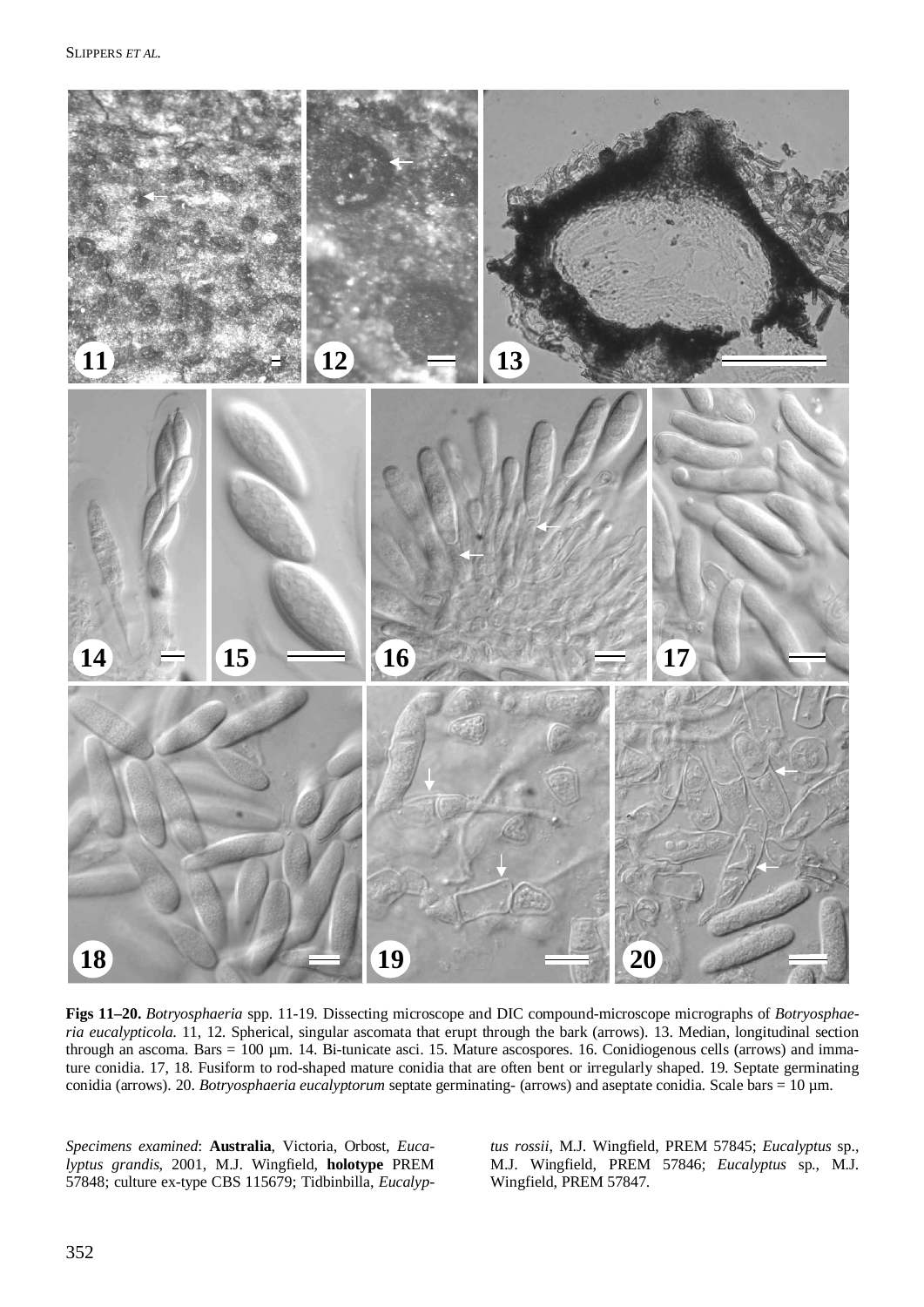**Figs 11–20.** *Botryosphaeria* spp. 11-19. Dissecting microscope and DIC compound-microscope micrographs of *Botryosphaeria eucalypticola.* 11, 12. Spherical, singular ascomata that erupt through the bark (arrows). 13. Median, longitudinal section through an ascoma. Bars = 100 µm. 14. Bi-tunicate asci. 15. Mature ascospores. 16. Conidiogenous cells (arrows) and immature conidia. 17, 18. Fusiform to rod-shaped mature conidia that are often bent or irregularly shaped. 19. Septate germinating conidia (arrows). 20. *Botryosphaeria eucalyptorum* septate germinating- (arrows) and aseptate conidia. Scale bars = 10 µm.

*Specimens examined*: **Australia**, Victoria, Orbost, *Eucalyptus grandis*, 2001, M.J. Wingfield, **holotype** PREM 57848; culture ex-type CBS 115679; Tidbinbilla, *Eucalyptus rossii*, M.J. Wingfield, PREM 57845; *Eucalyptus* sp., M.J. Wingfield, PREM 57846; *Eucalyptus* sp., M.J. Wingfield, PREM 57847.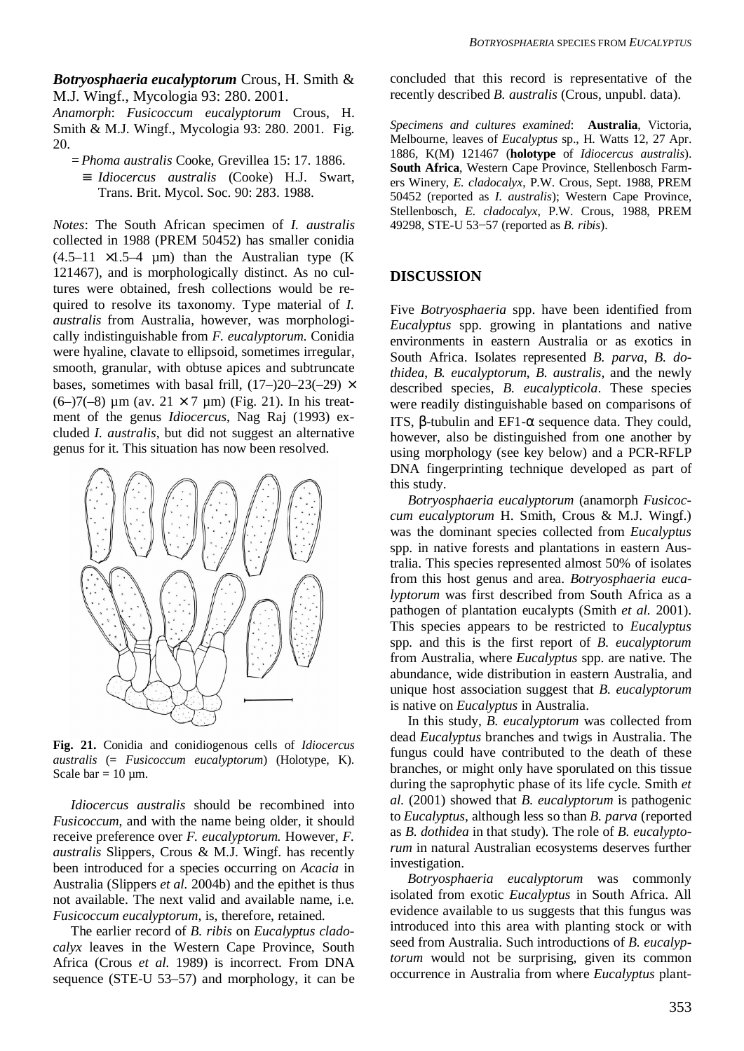***Botryosphaeria eucalyptorum*** Crous, H. Smith & M.J. Wingf., Mycologia 93: 280. 2001.

*Anamorph*: *Fusicoccum eucalyptorum* Crous, H. Smith & M.J. Wingf., Mycologia 93: 280. 2001. Fig. 20.

= *Phoma australis* Cooke, Grevillea 15: 17. 1886.

≡ *Idiocercus australis* (Cooke) H.J. Swart, Trans. Brit. Mycol. Soc. 90: 283. 1988.

*Notes*: The South African specimen of *I. australis* collected in 1988 (PREM 50452) has smaller conidia (4.5–11 × 1.5–4 µm) than the Australian type (K 121467), and is morphologically distinct. As no cultures were obtained, fresh collections would be required to resolve its taxonomy. Type material of *I. australis* from Australia, however, was morphologically indistinguishable from *F. eucalyptorum.* Conidia were hyaline, clavate to ellipsoid, sometimes irregular, smooth, granular, with obtuse apices and subtruncate bases, sometimes with basal frill, (17–)20–23(–29) × (6–)7(–8) µm (av. 21 × 7 µm) (Fig. 21). In his treatment of the genus *Idiocercus*, Nag Raj (1993) excluded *I. australis*, but did not suggest an alternative genus for it. This situation has now been resolved.

**Fig. 21.** Conidia and conidiogenous cells of *Idiocercus australis* (= *Fusicoccum eucalyptorum*) (Holotype, K). Scale bar = 10 µm.

*Idiocercus australis* should be recombined into *Fusicoccum*, and with the name being older, it should receive preference over *F. eucalyptorum.* However, *F. australis* Slippers, Crous & M.J. Wingf. has recently been introduced for a species occurring on *Acacia* in Australia (Slippers *et al.* 2004b) and the epithet is thus not available. The next valid and available name, i.e. *Fusicoccum eucalyptorum*, is, therefore, retained.

The earlier record of *B. ribis* on *Eucalyptus cladocalyx* leaves in the Western Cape Province, South Africa (Crous *et al.* 1989) is incorrect. From DNA sequence (STE-U 53–57) and morphology, it can be concluded that this record is representative of the recently described *B. australis* (Crous, unpubl. data).

*Specimens and cultures examined*: **Australia**, Victoria, Melbourne, leaves of *Eucalyptus* sp., H. Watts 12, 27 Apr. 1886, K(M) 121467 (**holotype** of *Idiocercus australis*). **South Africa**, Western Cape Province, Stellenbosch Farmers Winery, *E. cladocalyx*, P.W. Crous, Sept. 1988, PREM 50452 (reported as *I. australis*); Western Cape Province, Stellenbosch, *E. cladocalyx*, P.W. Crous, 1988, PREM 49298, STE-U 53−57 (reported as *B. ribis*).

## DISCUSSION

Five *Botryosphaeria* spp. have been identified from *Eucalyptus* spp. growing in plantations and native environments in eastern Australia or as exotics in South Africa. Isolates represented *B. parva*, *B. dothidea*, *B. eucalyptorum*, *B. australis,* and the newly described species, *B. eucalypticola*. These species were readily distinguishable based on comparisons of ITS, β-tubulin and EF1-α sequence data. They could, however, also be distinguished from one another by using morphology (see key below) and a PCR-RFLP DNA fingerprinting technique developed as part of this study.

*Botryosphaeria eucalyptorum* (anamorph *Fusicoccum eucalyptorum* H. Smith, Crous & M.J. Wingf.) was the dominant species collected from *Eucalyptus* spp. in native forests and plantations in eastern Australia. This species represented almost 50% of isolates from this host genus and area. *Botryosphaeria eucalyptorum* was first described from South Africa as a pathogen of plantation eucalypts (Smith *et al.* 2001). This species appears to be restricted to *Eucalyptus* spp. and this is the first report of *B. eucalyptorum* from Australia, where *Eucalyptus* spp. are native. The abundance, wide distribution in eastern Australia, and unique host association suggest that *B. eucalyptorum* is native on *Eucalyptus* in Australia.

In this study, *B. eucalyptorum* was collected from dead *Eucalyptus* branches and twigs in Australia. The fungus could have contributed to the death of these branches, or might only have sporulated on this tissue during the saprophytic phase of its life cycle. Smith *et al.* (2001) showed that *B. eucalyptorum* is pathogenic to *Eucalyptus*, although less so than *B. parva* (reported as *B. dothidea* in that study). The role of *B. eucalyptorum* in natural Australian ecosystems deserves further investigation.

*Botryosphaeria eucalyptorum* was commonly isolated from exotic *Eucalyptus* in South Africa. All evidence available to us suggests that this fungus was introduced into this area with planting stock or with seed from Australia. Such introductions of *B. eucalyptorum* would not be surprising, given its common occurrence in Australia from where *Eucalyptus* plant-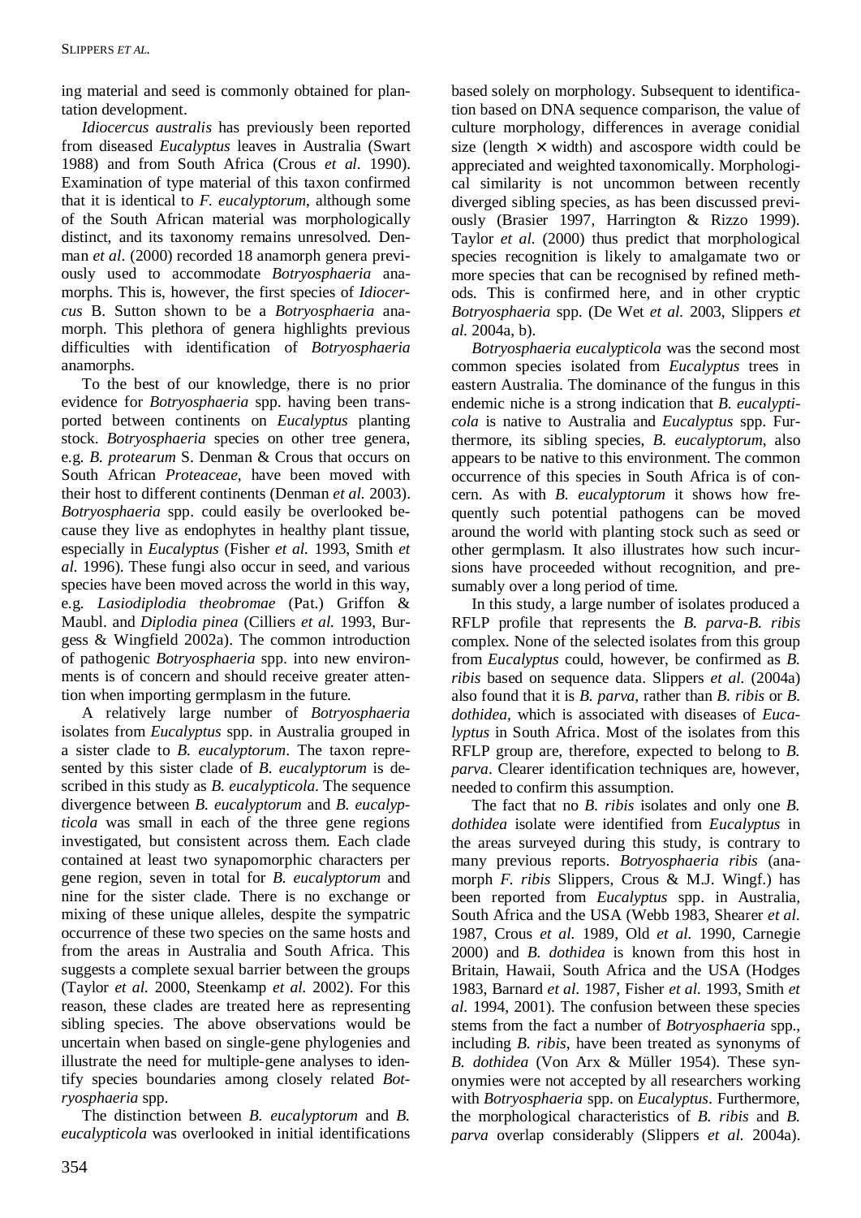ing material and seed is commonly obtained for plantation development.

*Idiocercus australis* has previously been reported from diseased *Eucalyptus* leaves in Australia (Swart 1988) and from South Africa (Crous *et al.* 1990). Examination of type material of this taxon confirmed that it is identical to *F. eucalyptorum*, although some of the South African material was morphologically distinct, and its taxonomy remains unresolved. Denman *et al.* (2000) recorded 18 anamorph genera previously used to accommodate *Botryosphaeria* anamorphs. This is, however, the first species of *Idiocercus* B. Sutton shown to be a *Botryosphaeria* anamorph. This plethora of genera highlights previous difficulties with identification of *Botryosphaeria* anamorphs.

To the best of our knowledge, there is no prior evidence for *Botryosphaeria* spp. having been transported between continents on *Eucalyptus* planting stock. *Botryosphaeria* species on other tree genera, e.g. *B. protearum* S. Denman & Crous that occurs on South African *Proteaceae*, have been moved with their host to different continents (Denman *et al.* 2003). *Botryosphaeria* spp. could easily be overlooked because they live as endophytes in healthy plant tissue, especially in *Eucalyptus* (Fisher *et al.* 1993, Smith *et al.* 1996). These fungi also occur in seed, and various species have been moved across the world in this way, e.g. *Lasiodiplodia theobromae* (Pat.) Griffon & Maubl. and *Diplodia pinea* (Cilliers *et al.* 1993, Burgess & Wingfield 2002a). The common introduction of pathogenic *Botryosphaeria* spp. into new environments is of concern and should receive greater attention when importing germplasm in the future.

A relatively large number of *Botryosphaeria* isolates from *Eucalyptus* spp. in Australia grouped in a sister clade to *B. eucalyptorum*. The taxon represented by this sister clade of *B. eucalyptorum* is described in this study as *B. eucalypticola*. The sequence divergence between *B. eucalyptorum* and *B. eucalypticola* was small in each of the three gene regions investigated, but consistent across them. Each clade contained at least two synapomorphic characters per gene region, seven in total for *B. eucalyptorum* and nine for the sister clade. There is no exchange or mixing of these unique alleles, despite the sympatric occurrence of these two species on the same hosts and from the areas in Australia and South Africa. This suggests a complete sexual barrier between the groups (Taylor *et al.* 2000, Steenkamp *et al.* 2002). For this reason, these clades are treated here as representing sibling species. The above observations would be uncertain when based on single-gene phylogenies and illustrate the need for multiple-gene analyses to identify species boundaries among closely related *Botryosphaeria* spp.

The distinction between *B. eucalyptorum* and *B. eucalypticola* was overlooked in initial identifications based solely on morphology. Subsequent to identification based on DNA sequence comparison, the value of culture morphology, differences in average conidial size (length × width) and ascospore width could be appreciated and weighted taxonomically. Morphological similarity is not uncommon between recently diverged sibling species, as has been discussed previously (Brasier 1997, Harrington & Rizzo 1999). Taylor *et al.* (2000) thus predict that morphological species recognition is likely to amalgamate two or more species that can be recognised by refined methods. This is confirmed here, and in other cryptic *Botryosphaeria* spp. (De Wet *et al.* 2003, Slippers *et al.* 2004a, b).

*Botryosphaeria eucalypticola* was the second most common species isolated from *Eucalyptus* trees in eastern Australia. The dominance of the fungus in this endemic niche is a strong indication that *B. eucalypticola* is native to Australia and *Eucalyptus* spp. Furthermore, its sibling species, *B. eucalyptorum*, also appears to be native to this environment. The common occurrence of this species in South Africa is of concern. As with *B. eucalyptorum* it shows how frequently such potential pathogens can be moved around the world with planting stock such as seed or other germplasm. It also illustrates how such incursions have proceeded without recognition, and presumably over a long period of time.

In this study, a large number of isolates produced a RFLP profile that represents the *B. parva*-*B. ribis* complex. None of the selected isolates from this group from *Eucalyptus* could, however, be confirmed as *B. ribis* based on sequence data. Slippers *et al.* (2004a) also found that it is *B. parva*, rather than *B. ribis* or *B. dothidea*, which is associated with diseases of *Eucalyptus* in South Africa. Most of the isolates from this RFLP group are, therefore, expected to belong to *B. parva*. Clearer identification techniques are, however, needed to confirm this assumption.

The fact that no *B. ribis* isolates and only one *B. dothidea* isolate were identified from *Eucalyptus* in the areas surveyed during this study, is contrary to many previous reports. *Botryosphaeria ribis* (anamorph *F. ribis* Slippers, Crous & M.J. Wingf.) has been reported from *Eucalyptus* spp. in Australia, South Africa and the USA (Webb 1983, Shearer *et al.* 1987, Crous *et al.* 1989, Old *et al.* 1990, Carnegie 2000) and *B. dothidea* is known from this host in Britain, Hawaii, South Africa and the USA (Hodges 1983, Barnard *et al.* 1987, Fisher *et al.* 1993, Smith *et al.* 1994, 2001). The confusion between these species stems from the fact a number of *Botryosphaeria* spp., including *B. ribis*, have been treated as synonyms of *B. dothidea* (Von Arx & Müller 1954). These synonymies were not accepted by all researchers working with *Botryosphaeria* spp. on *Eucalyptus*. Furthermore, the morphological characteristics of *B. ribis* and *B. parva* overlap considerably (Slippers *et al.* 2004a).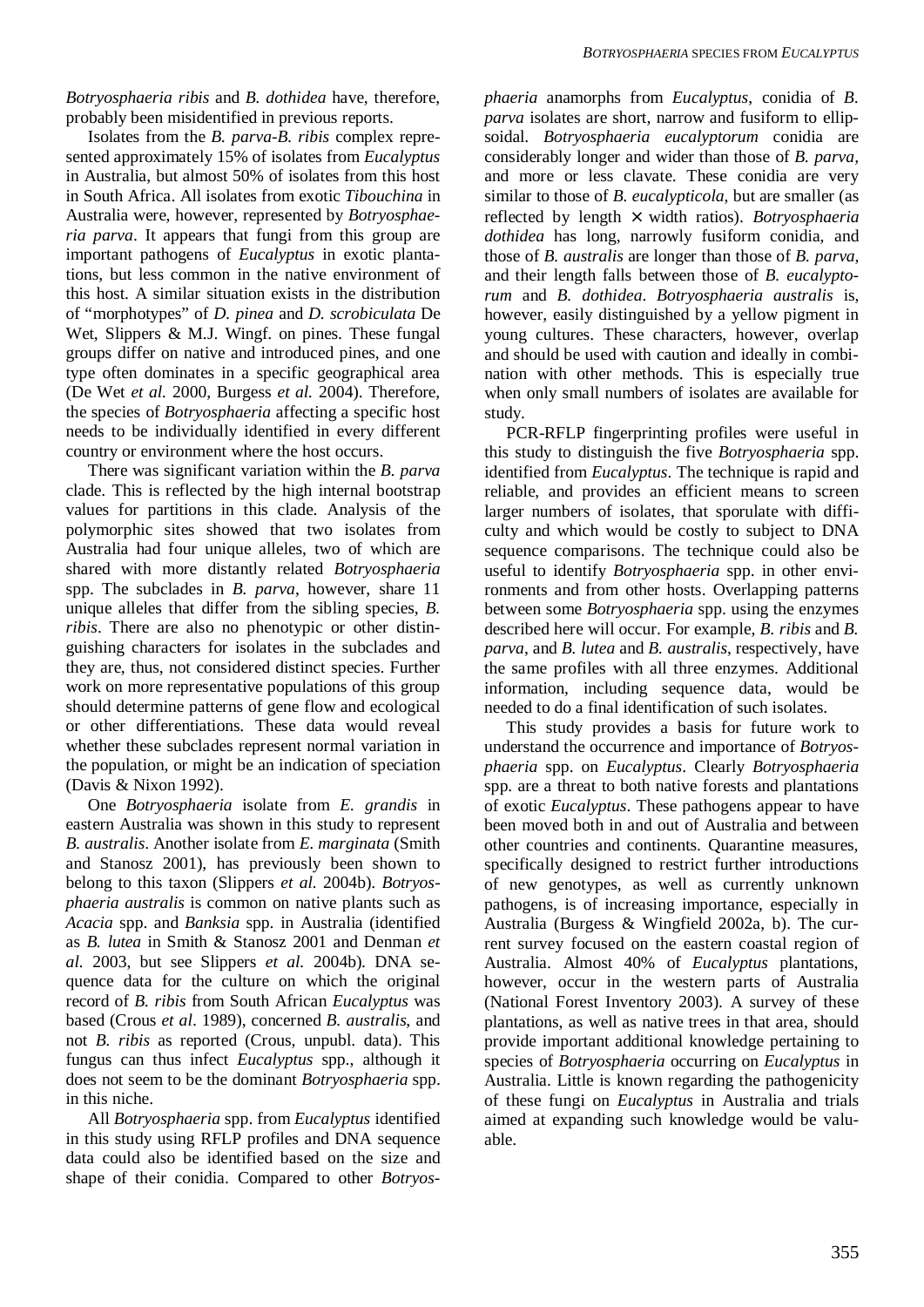*Botryosphaeria ribis* and *B. dothidea* have, therefore, probably been misidentified in previous reports.

Isolates from the *B. parva*-*B. ribis* complex represented approximately 15% of isolates from *Eucalyptus* in Australia, but almost 50% of isolates from this host in South Africa. All isolates from exotic *Tibouchina* in Australia were, however, represented by *Botryosphaeria parva*. It appears that fungi from this group are important pathogens of *Eucalyptus* in exotic plantations, but less common in the native environment of this host. A similar situation exists in the distribution of "morphotypes" of *D. pinea* and *D. scrobiculata* De Wet, Slippers & M.J. Wingf. on pines. These fungal groups differ on native and introduced pines, and one type often dominates in a specific geographical area (De Wet *et al.* 2000, Burgess *et al.* 2004). Therefore, the species of *Botryosphaeria* affecting a specific host needs to be individually identified in every different country or environment where the host occurs.

There was significant variation within the *B. parva* clade. This is reflected by the high internal bootstrap values for partitions in this clade. Analysis of the polymorphic sites showed that two isolates from Australia had four unique alleles, two of which are shared with more distantly related *Botryosphaeria* spp. The subclades in *B. parva*, however, share 11 unique alleles that differ from the sibling species, *B. ribis*. There are also no phenotypic or other distinguishing characters for isolates in the subclades and they are, thus, not considered distinct species. Further work on more representative populations of this group should determine patterns of gene flow and ecological or other differentiations. These data would reveal whether these subclades represent normal variation in the population, or might be an indication of speciation (Davis & Nixon 1992).

One *Botryosphaeria* isolate from *E. grandis* in eastern Australia was shown in this study to represent *B. australis*. Another isolate from *E. marginata* (Smith and Stanosz 2001), has previously been shown to belong to this taxon (Slippers *et al.* 2004b). *Botryosphaeria australis* is common on native plants such as *Acacia* spp. and *Banksia* spp. in Australia (identified as *B. lutea* in Smith & Stanosz 2001 and Denman *et al.* 2003, but see Slippers *et al.* 2004b). DNA sequence data for the culture on which the original record of *B. ribis* from South African *Eucalyptus* was based (Crous *et al*. 1989), concerned *B. australis*, and not *B. ribis* as reported (Crous, unpubl. data). This fungus can thus infect *Eucalyptus* spp., although it does not seem to be the dominant *Botryosphaeria* spp. in this niche.

All *Botryosphaeria* spp. from *Eucalyptus* identified in this study using RFLP profiles and DNA sequence data could also be identified based on the size and shape of their conidia. Compared to other *Botryosphaeria* anamorphs from *Eucalyptus*, conidia of *B. parva* isolates are short, narrow and fusiform to ellipsoidal. *Botryosphaeria eucalyptorum* conidia are considerably longer and wider than those of *B. parva*, and more or less clavate. These conidia are very similar to those of *B. eucalypticola*, but are smaller (as reflected by length × width ratios). *Botryosphaeria dothidea* has long, narrowly fusiform conidia, and those of *B. australis* are longer than those of *B. parva*, and their length falls between those of *B. eucalyptorum* and *B. dothidea*. *Botryosphaeria australis* is, however, easily distinguished by a yellow pigment in young cultures. These characters, however, overlap and should be used with caution and ideally in combination with other methods. This is especially true when only small numbers of isolates are available for study.

PCR-RFLP fingerprinting profiles were useful in this study to distinguish the five *Botryosphaeria* spp. identified from *Eucalyptus*. The technique is rapid and reliable, and provides an efficient means to screen larger numbers of isolates, that sporulate with difficulty and which would be costly to subject to DNA sequence comparisons. The technique could also be useful to identify *Botryosphaeria* spp. in other environments and from other hosts. Overlapping patterns between some *Botryosphaeria* spp. using the enzymes described here will occur. For example, *B. ribis* and *B. parva*, and *B. lutea* and *B. australis*, respectively, have the same profiles with all three enzymes. Additional information, including sequence data, would be needed to do a final identification of such isolates.

This study provides a basis for future work to understand the occurrence and importance of *Botryosphaeria* spp. on *Eucalyptus*. Clearly *Botryosphaeria* spp. are a threat to both native forests and plantations of exotic *Eucalyptus*. These pathogens appear to have been moved both in and out of Australia and between other countries and continents. Quarantine measures, specifically designed to restrict further introductions of new genotypes, as well as currently unknown pathogens, is of increasing importance, especially in Australia (Burgess & Wingfield 2002a, b). The current survey focused on the eastern coastal region of Australia. Almost 40% of *Eucalyptus* plantations, however, occur in the western parts of Australia (National Forest Inventory 2003). A survey of these plantations, as well as native trees in that area, should provide important additional knowledge pertaining to species of *Botryosphaeria* occurring on *Eucalyptus* in Australia. Little is known regarding the pathogenicity of these fungi on *Eucalyptus* in Australia and trials aimed at expanding such knowledge would be valuable.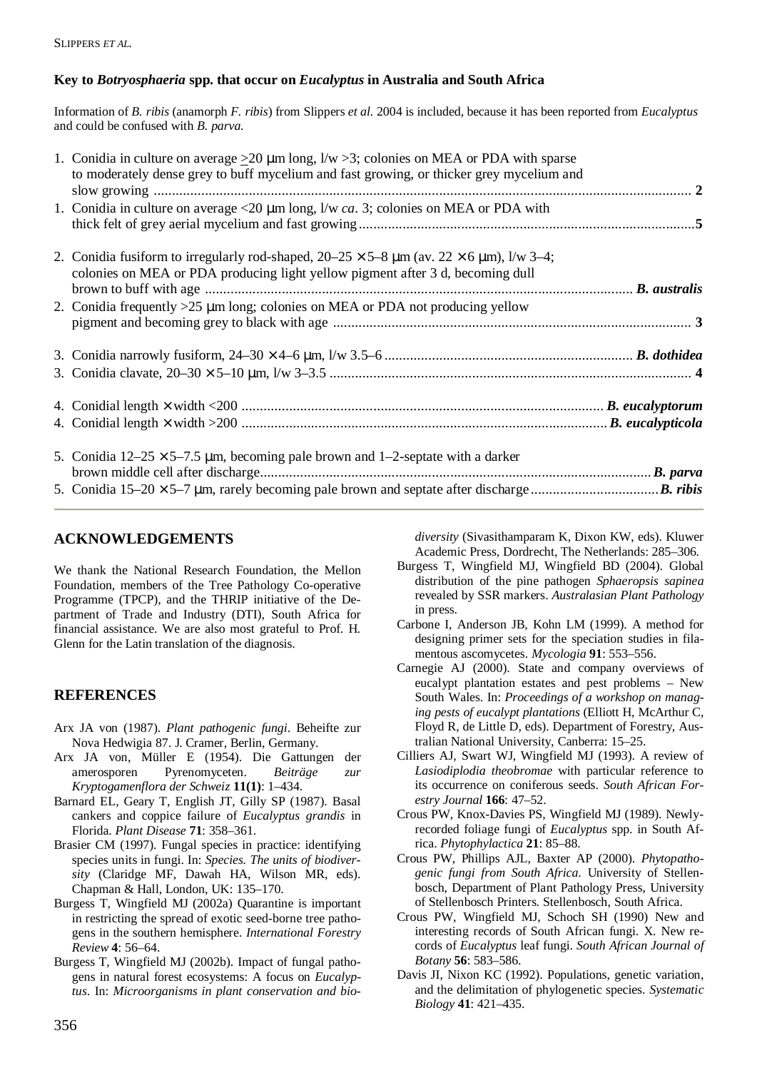### Key to *Botryosphaeria* spp. that occur on *Eucalyptus* in Australia and South Africa

Information of *B. ribis* (anamorph *F. ribis*) from Slippers *et al.* 2004 is included, because it has been reported from *Eucalyptus* and could be confused with *B. parva.*

1. Conidia in culture on average ≥20 µm long, l/w >3; colonies on MEA or PDA with sparse to moderately dense grey to buff mycelium and fast growing, or thicker grey mycelium and slow growing .......... **2**
1. Conidia in culture on average <20 µm long, l/w *ca*. 3; colonies on MEA or PDA with thick felt of grey aerial mycelium and fast growing .......... **5**

2. Conidia fusiform to irregularly rod-shaped, 20–25 × 5–8 µm (av. 22 × 6 µm), l/w 3–4; colonies on MEA or PDA producing light yellow pigment after 3 d, becoming dull brown to buff with age .......... ***B. australis***
2. Conidia frequently >25 µm long; colonies on MEA or PDA not producing yellow pigment and becoming grey to black with age .......... **3**

3. Conidia narrowly fusiform, 24–30 × 4–6 µm, l/w 3.5–6 .......... ***B. dothidea***
3. Conidia clavate, 20–30 × 5–10 µm, l/w 3–3.5 .......... **4**

4. Conidial length × width <200 .......... ***B. eucalyptorum***
4. Conidial length × width >200 .......... ***B. eucalypticola***

5. Conidia 12–25 × 5–7.5 µm, becoming pale brown and 1–2-septate with a darker brown middle cell after discharge .......... ***B. parva***
5. Conidia 15–20 × 5–7 µm, rarely becoming pale brown and septate after discharge .......... ***B. ribis***

## ACKNOWLEDGEMENTS

We thank the National Research Foundation, the Mellon Foundation, members of the Tree Pathology Co-operative Programme (TPCP), and the THRIP initiative of the Department of Trade and Industry (DTI), South Africa for financial assistance. We are also most grateful to Prof. H. Glenn for the Latin translation of the diagnosis.

## REFERENCES

Arx JA von (1987). *Plant pathogenic fungi*. Beheifte zur Nova Hedwigia 87. J. Cramer, Berlin, Germany.

Arx JA von, Müller E (1954). Die Gattungen der amerosporen Pyrenomyceten. *Beiträge zur Kryptogamenflora der Schweiz* **11(1)**: 1–434.

Barnard EL, Geary T, English JT, Gilly SP (1987). Basal cankers and coppice failure of *Eucalyptus grandis* in Florida. *Plant Disease* **71**: 358–361.

Brasier CM (1997). Fungal species in practice: identifying species units in fungi. In: *Species. The units of biodiversity* (Claridge MF, Dawah HA, Wilson MR, eds). Chapman & Hall, London, UK: 135–170.

Burgess T, Wingfield MJ (2002a) Quarantine is important in restricting the spread of exotic seed-borne tree pathogens in the southern hemisphere. *International Forestry Review* **4**: 56–64.

Burgess T, Wingfield MJ (2002b). Impact of fungal pathogens in natural forest ecosystems: A focus on *Eucalyptus*. In: *Microorganisms in plant conservation and biodiversity* (Sivasithamparam K, Dixon KW, eds). Kluwer Academic Press, Dordrecht, The Netherlands: 285–306.

Burgess T, Wingfield MJ, Wingfield BD (2004). Global distribution of the pine pathogen *Sphaeropsis sapinea* revealed by SSR markers. *Australasian Plant Pathology* in press.

Carbone I, Anderson JB, Kohn LM (1999). A method for designing primer sets for the speciation studies in filamentous ascomycetes. *Mycologia* **91**: 553–556.

Carnegie AJ (2000). State and company overviews of eucalypt plantation estates and pest problems – New South Wales. In: *Proceedings of a workshop on managing pests of eucalypt plantations* (Elliott H, McArthur C, Floyd R, de Little D, eds). Department of Forestry, Australian National University, Canberra: 15–25.

Cilliers AJ, Swart WJ, Wingfield MJ (1993). A review of *Lasiodiplodia theobromae* with particular reference to its occurrence on coniferous seeds. *South African Forestry Journal* **166**: 47–52.

Crous PW, Knox-Davies PS, Wingfield MJ (1989). Newly-recorded foliage fungi of *Eucalyptus* spp. in South Africa. *Phytophylactica* **21**: 85–88.

Crous PW, Phillips AJL, Baxter AP (2000). *Phytopathogenic fungi from South Africa*. University of Stellenbosch, Department of Plant Pathology Press, University of Stellenbosch Printers. Stellenbosch, South Africa.

Crous PW, Wingfield MJ, Schoch SH (1990) New and interesting records of South African fungi. X. New records of *Eucalyptus* leaf fungi. *South African Journal of Botany* **56**: 583–586.

Davis JI, Nixon KC (1992). Populations, genetic variation, and the delimitation of phylogenetic species. *Systematic Biology* **41**: 421–435.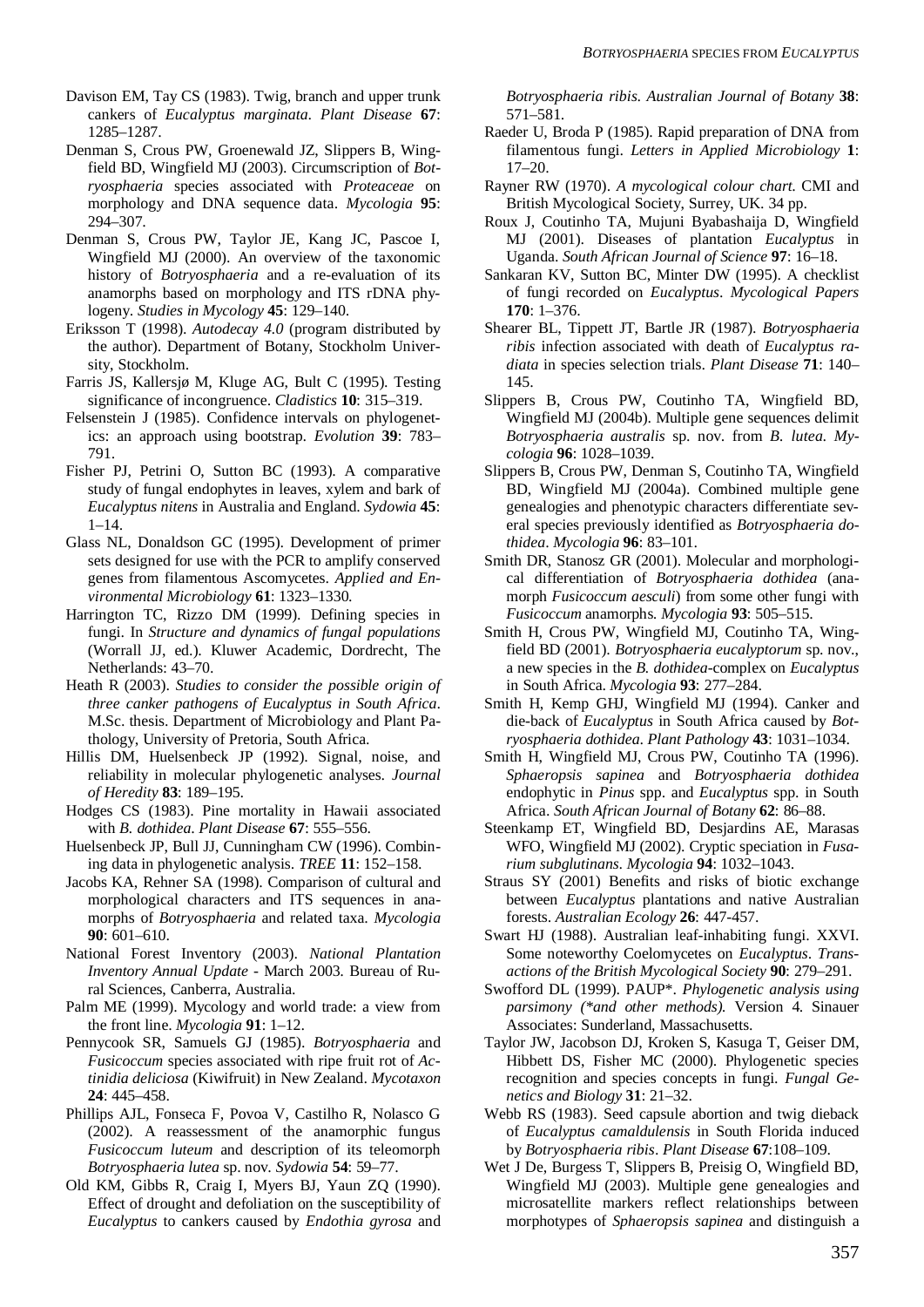Davison EM, Tay CS (1983). Twig, branch and upper trunk cankers of *Eucalyptus marginata*. *Plant Disease* **67**: 1285–1287.

Denman S, Crous PW, Groenewald JZ, Slippers B, Wingfield BD, Wingfield MJ (2003). Circumscription of *Botryosphaeria* species associated with *Proteaceae* on morphology and DNA sequence data. *Mycologia* **95**: 294–307.

Denman S, Crous PW, Taylor JE, Kang JC, Pascoe I, Wingfield MJ (2000). An overview of the taxonomic history of *Botryosphaeria* and a re-evaluation of its anamorphs based on morphology and ITS rDNA phylogeny. *Studies in Mycology* **45**: 129–140.

Eriksson T (1998). *Autodecay 4.0* (program distributed by the author). Department of Botany, Stockholm University, Stockholm.

Farris JS, Kallersjø M, Kluge AG, Bult C (1995). Testing significance of incongruence. *Cladistics* **10**: 315–319.

Felsenstein J (1985). Confidence intervals on phylogenetics: an approach using bootstrap. *Evolution* **39**: 783–791.

Fisher PJ, Petrini O, Sutton BC (1993). A comparative study of fungal endophytes in leaves, xylem and bark of *Eucalyptus nitens* in Australia and England. *Sydowia* **45**: 1–14.

Glass NL, Donaldson GC (1995). Development of primer sets designed for use with the PCR to amplify conserved genes from filamentous Ascomycetes. *Applied and Environmental Microbiology* **61**: 1323–1330.

Harrington TC, Rizzo DM (1999). Defining species in fungi. In *Structure and dynamics of fungal populations* (Worrall JJ, ed.). Kluwer Academic, Dordrecht, The Netherlands: 43–70.

Heath R (2003). *Studies to consider the possible origin of three canker pathogens of Eucalyptus in South Africa*. M.Sc. thesis. Department of Microbiology and Plant Pathology, University of Pretoria, South Africa.

Hillis DM, Huelsenbeck JP (1992). Signal, noise, and reliability in molecular phylogenetic analyses. *Journal of Heredity* **83**: 189–195.

Hodges CS (1983). Pine mortality in Hawaii associated with *B. dothidea*. *Plant Disease* **67**: 555–556.

Huelsenbeck JP, Bull JJ, Cunningham CW (1996). Combining data in phylogenetic analysis. *TREE* **11**: 152–158.

Jacobs KA, Rehner SA (1998). Comparison of cultural and morphological characters and ITS sequences in anamorphs of *Botryosphaeria* and related taxa. *Mycologia* **90**: 601–610.

National Forest Inventory (2003). *National Plantation Inventory Annual Update* - March 2003. Bureau of Rural Sciences, Canberra, Australia.

Palm ME (1999). Mycology and world trade: a view from the front line. *Mycologia* **91**: 1–12.

Pennycook SR, Samuels GJ (1985). *Botryosphaeria* and *Fusicoccum* species associated with ripe fruit rot of *Actinidia deliciosa* (Kiwifruit) in New Zealand. *Mycotaxon* **24**: 445–458.

Phillips AJL, Fonseca F, Povoa V, Castilho R, Nolasco G (2002). A reassessment of the anamorphic fungus *Fusicoccum luteum* and description of its teleomorph *Botryosphaeria lutea* sp. nov. *Sydowia* **54**: 59–77.

Old KM, Gibbs R, Craig I, Myers BJ, Yaun ZQ (1990). Effect of drought and defoliation on the susceptibility of *Eucalyptus* to cankers caused by *Endothia gyrosa* and *Botryosphaeria ribis*. *Australian Journal of Botany* **38**: 571–581.

Raeder U, Broda P (1985). Rapid preparation of DNA from filamentous fungi. *Letters in Applied Microbiology* **1**: 17–20.

Rayner RW (1970). *A mycological colour chart*. CMI and British Mycological Society, Surrey, UK. 34 pp.

Roux J, Coutinho TA, Mujuni Byabashaija D, Wingfield MJ (2001). Diseases of plantation *Eucalyptus* in Uganda. *South African Journal of Science* **97**: 16–18.

Sankaran KV, Sutton BC, Minter DW (1995). A checklist of fungi recorded on *Eucalyptus*. *Mycological Papers* **170**: 1–376.

Shearer BL, Tippett JT, Bartle JR (1987). *Botryosphaeria ribis* infection associated with death of *Eucalyptus radiata* in species selection trials. *Plant Disease* **71**: 140–145.

Slippers B, Crous PW, Coutinho TA, Wingfield BD, Wingfield MJ (2004b). Multiple gene sequences delimit *Botryosphaeria australis* sp. nov. from *B. lutea*. *Mycologia* **96**: 1028–1039.

Slippers B, Crous PW, Denman S, Coutinho TA, Wingfield BD, Wingfield MJ (2004a). Combined multiple gene genealogies and phenotypic characters differentiate several species previously identified as *Botryosphaeria dothidea*. *Mycologia* **96**: 83–101.

Smith DR, Stanosz GR (2001). Molecular and morphological differentiation of *Botryosphaeria dothidea* (anamorph *Fusicoccum aesculi*) from some other fungi with *Fusicoccum* anamorphs. *Mycologia* **93**: 505–515.

Smith H, Crous PW, Wingfield MJ, Coutinho TA, Wingfield BD (2001). *Botryosphaeria eucalyptorum* sp. nov., a new species in the *B. dothidea*-complex on *Eucalyptus* in South Africa. *Mycologia* **93**: 277–284.

Smith H, Kemp GHJ, Wingfield MJ (1994). Canker and die-back of *Eucalyptus* in South Africa caused by *Botryosphaeria dothidea*. *Plant Pathology* **43**: 1031–1034.

Smith H, Wingfield MJ, Crous PW, Coutinho TA (1996). *Sphaeropsis sapinea* and *Botryosphaeria dothidea* endophytic in *Pinus* spp. and *Eucalyptus* spp. in South Africa. *South African Journal of Botany* **62**: 86–88.

Steenkamp ET, Wingfield BD, Desjardins AE, Marasas WFO, Wingfield MJ (2002). Cryptic speciation in *Fusarium subglutinans*. *Mycologia* **94**: 1032–1043.

Straus SY (2001) Benefits and risks of biotic exchange between *Eucalyptus* plantations and native Australian forests. *Australian Ecology* **26**: 447-457.

Swart HJ (1988). Australian leaf-inhabiting fungi. XXVI. Some noteworthy Coelomycetes on *Eucalyptus*. *Transactions of the British Mycological Society* **90**: 279–291.

Swofford DL (1999). PAUP*. *Phylogenetic analysis using parsimony (*and other methods)*. Version 4. Sinauer Associates: Sunderland, Massachusetts.

Taylor JW, Jacobson DJ, Kroken S, Kasuga T, Geiser DM, Hibbett DS, Fisher MC (2000). Phylogenetic species recognition and species concepts in fungi. *Fungal Genetics and Biology* **31**: 21–32.

Webb RS (1983). Seed capsule abortion and twig dieback of *Eucalyptus camaldulensis* in South Florida induced by *Botryosphaeria ribis*. *Plant Disease* **67**:108–109.

Wet J De, Burgess T, Slippers B, Preisig O, Wingfield BD, Wingfield MJ (2003). Multiple gene genealogies and microsatellite markers reflect relationships between morphotypes of *Sphaeropsis sapinea* and distinguish a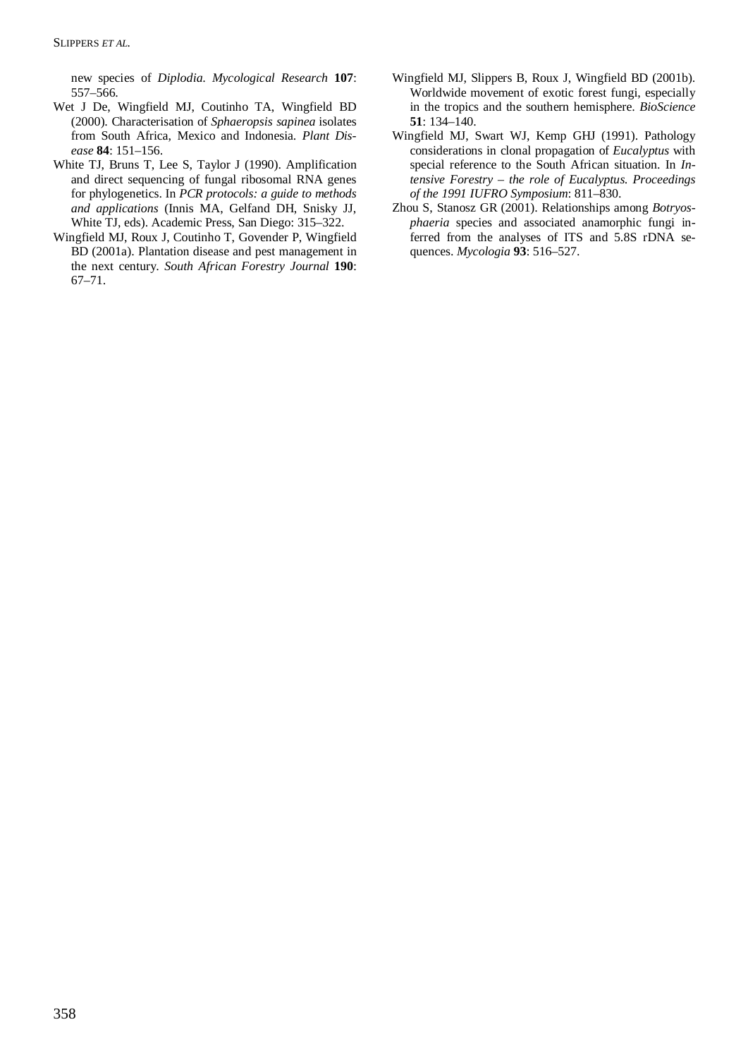new species of *Diplodia*. *Mycological Research* **107**: 557–566.

Wet J De, Wingfield MJ, Coutinho TA, Wingfield BD (2000). Characterisation of *Sphaeropsis sapinea* isolates from South Africa, Mexico and Indonesia. *Plant Disease* **84**: 151–156.

White TJ, Bruns T, Lee S, Taylor J (1990). Amplification and direct sequencing of fungal ribosomal RNA genes for phylogenetics. In *PCR protocols: a guide to methods and applications* (Innis MA, Gelfand DH, Snisky JJ, White TJ, eds). Academic Press, San Diego: 315–322.

Wingfield MJ, Roux J, Coutinho T, Govender P, Wingfield BD (2001a). Plantation disease and pest management in the next century. *South African Forestry Journal* **190**: 67–71.

Wingfield MJ, Slippers B, Roux J, Wingfield BD (2001b). Worldwide movement of exotic forest fungi, especially in the tropics and the southern hemisphere. *BioScience* **51**: 134–140.

Wingfield MJ, Swart WJ, Kemp GHJ (1991). Pathology considerations in clonal propagation of *Eucalyptus* with special reference to the South African situation. In *Intensive Forestry – the role of Eucalyptus. Proceedings of the 1991 IUFRO Symposium*: 811–830.

Zhou S, Stanosz GR (2001). Relationships among *Botryosphaeria* species and associated anamorphic fungi inferred from the analyses of ITS and 5.8S rDNA sequences. *Mycologia* **93**: 516–527.